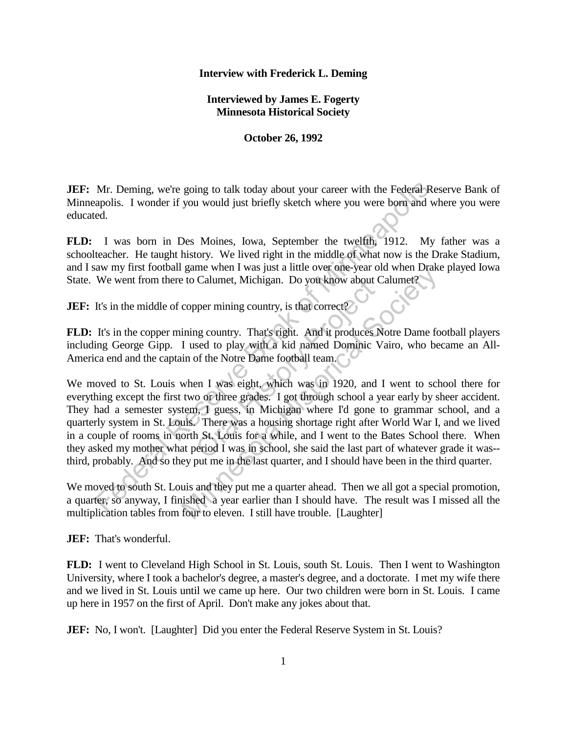**Interview with Frederick L. Deming**

**Interviewed by James E. Fogerty**
**Minnesota Historical Society**

**October 26, 1992**

**JEF:** Mr. Deming, we're going to talk today about your career with the Federal Reserve Bank of Minneapolis. I wonder if you would just briefly sketch where you were born and where you were educated.

**FLD:** I was born in Des Moines, Iowa, September the twelfth, 1912. My father was a schoolteacher. He taught history. We lived right in the middle of what now is the Drake Stadium, and I saw my first football game when I was just a little over one-year old when Drake played Iowa State. We went from there to Calumet, Michigan. Do you know about Calumet?

**JEF:** It's in the middle of copper mining country, is that correct?

**FLD:** It's in the copper mining country. That's right. And it produces Notre Dame football players including George Gipp. I used to play with a kid named Dominic Vairo, who became an All-America end and the captain of the Notre Dame football team.

We moved to St. Louis when I was eight, which was in 1920, and I went to school there for everything except the first two or three grades. I got through school a year early by sheer accident. They had a semester system, I guess, in Michigan where I'd gone to grammar school, and a quarterly system in St. Louis. There was a housing shortage right after World War I, and we lived in a couple of rooms in north St. Louis for a while, and I went to the Bates School there. When they asked my mother what period I was in school, she said the last part of whatever grade it was--third, probably. And so they put me in the last quarter, and I should have been in the third quarter.

We moved to south St. Louis and they put me a quarter ahead. Then we all got a special promotion, a quarter, so anyway, I finished a year earlier than I should have. The result was I missed all the multiplication tables from four to eleven. I still have trouble. [Laughter]

**JEF:** That's wonderful.

**FLD:** I went to Cleveland High School in St. Louis, south St. Louis. Then I went to Washington University, where I took a bachelor's degree, a master's degree, and a doctorate. I met my wife there and we lived in St. Louis until we came up here. Our two children were born in St. Louis. I came up here in 1957 on the first of April. Don't make any jokes about that.

**JEF:** No, I won't. [Laughter] Did you enter the Federal Reserve System in St. Louis?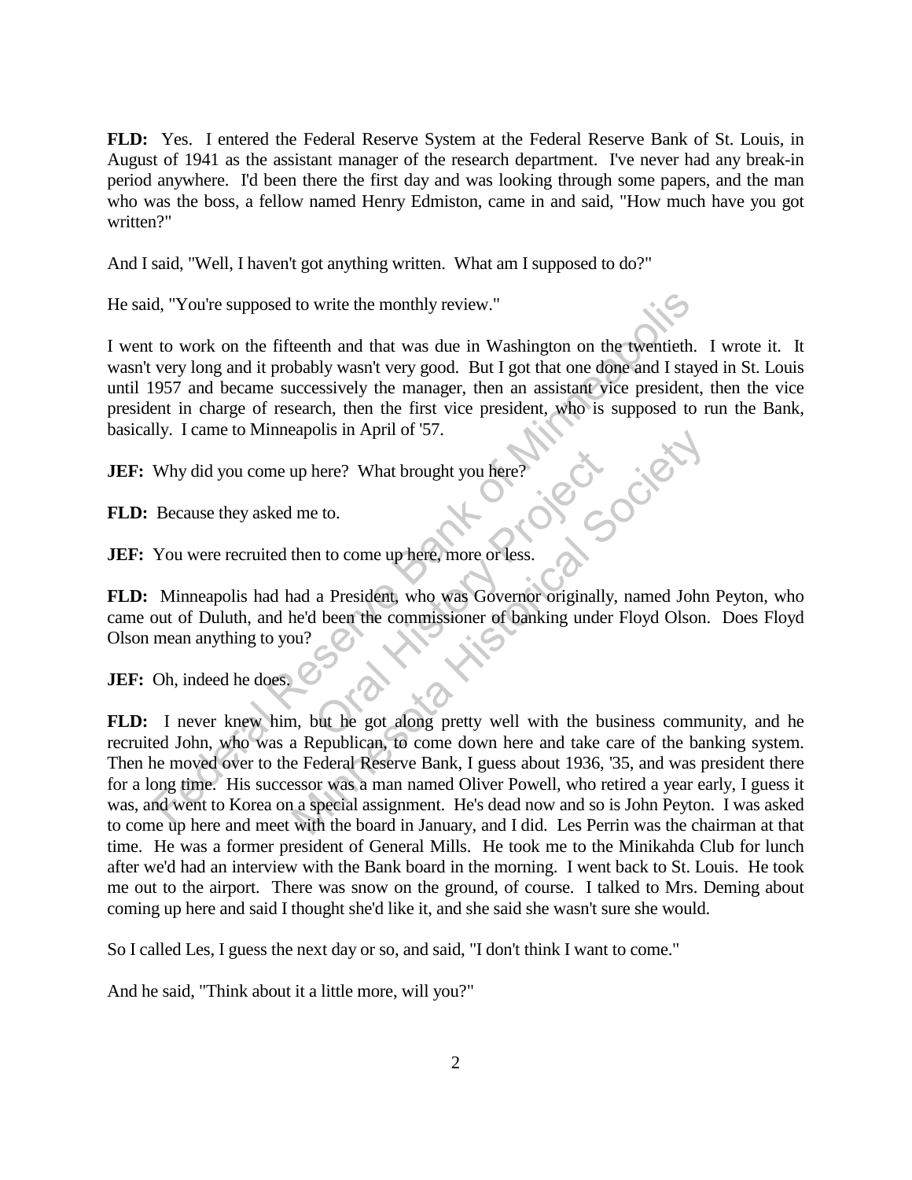**FLD:** Yes. I entered the Federal Reserve System at the Federal Reserve Bank of St. Louis, in August of 1941 as the assistant manager of the research department. I've never had any break-in period anywhere. I'd been there the first day and was looking through some papers, and the man who was the boss, a fellow named Henry Edmiston, came in and said, "How much have you got written?"

And I said, "Well, I haven't got anything written. What am I supposed to do?"

He said, "You're supposed to write the monthly review."

I went to work on the fifteenth and that was due in Washington on the twentieth. I wrote it. It wasn't very long and it probably wasn't very good. But I got that one done and I stayed in St. Louis until 1957 and became successively the manager, then an assistant vice president, then the vice president in charge of research, then the first vice president, who is supposed to run the Bank, basically. I came to Minneapolis in April of '57.

**JEF:** Why did you come up here? What brought you here?

**FLD:** Because they asked me to.

**JEF:** You were recruited then to come up here, more or less.

**FLD:** Minneapolis had had a President, who was Governor originally, named John Peyton, who came out of Duluth, and he'd been the commissioner of banking under Floyd Olson. Does Floyd Olson mean anything to you?

**JEF:** Oh, indeed he does.

**FLD:** I never knew him, but he got along pretty well with the business community, and he recruited John, who was a Republican, to come down here and take care of the banking system. Then he moved over to the Federal Reserve Bank, I guess about 1936, '35, and was president there for a long time. His successor was a man named Oliver Powell, who retired a year early, I guess it was, and went to Korea on a special assignment. He's dead now and so is John Peyton. I was asked to come up here and meet with the board in January, and I did. Les Perrin was the chairman at that time. He was a former president of General Mills. He took me to the Minikahda Club for lunch after we'd had an interview with the Bank board in the morning. I went back to St. Louis. He took me out to the airport. There was snow on the ground, of course. I talked to Mrs. Deming about coming up here and said I thought she'd like it, and she said she wasn't sure she would.

So I called Les, I guess the next day or so, and said, "I don't think I want to come."

And he said, "Think about it a little more, will you?"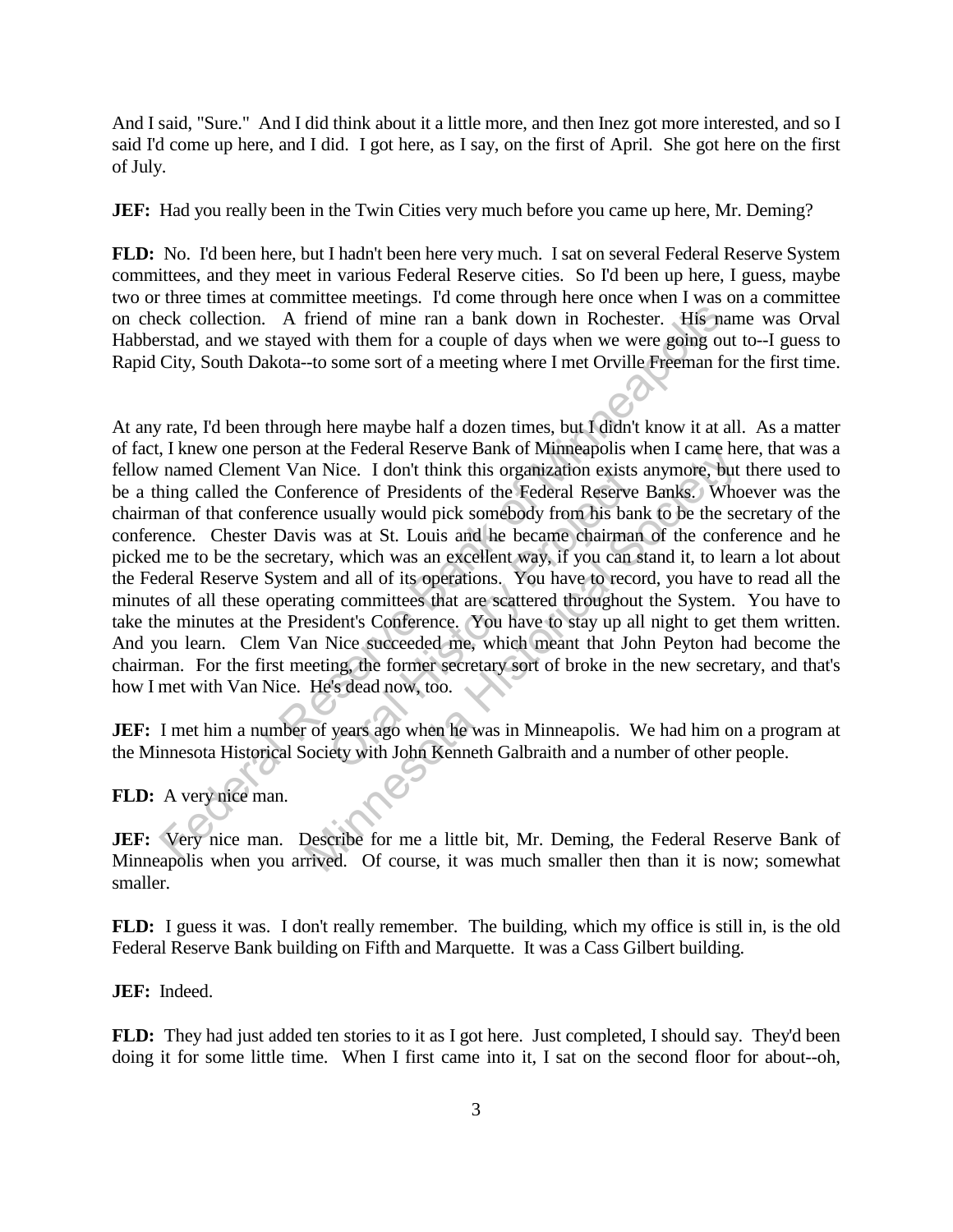And I said, "Sure." And I did think about it a little more, and then Inez got more interested, and so I said I'd come up here, and I did. I got here, as I say, on the first of April. She got here on the first of July.

**JEF:** Had you really been in the Twin Cities very much before you came up here, Mr. Deming?

**FLD:** No. I'd been here, but I hadn't been here very much. I sat on several Federal Reserve System committees, and they meet in various Federal Reserve cities. So I'd been up here, I guess, maybe two or three times at committee meetings. I'd come through here once when I was on a committee on check collection. A friend of mine ran a bank down in Rochester. His name was Orval Habberstad, and we stayed with them for a couple of days when we were going out to--I guess to Rapid City, South Dakota--to some sort of a meeting where I met Orville Freeman for the first time.

At any rate, I'd been through here maybe half a dozen times, but I didn't know it at all. As a matter of fact, I knew one person at the Federal Reserve Bank of Minneapolis when I came here, that was a fellow named Clement Van Nice. I don't think this organization exists anymore, but there used to be a thing called the Conference of Presidents of the Federal Reserve Banks. Whoever was the chairman of that conference usually would pick somebody from his bank to be the secretary of the conference. Chester Davis was at St. Louis and he became chairman of the conference and he picked me to be the secretary, which was an excellent way, if you can stand it, to learn a lot about the Federal Reserve System and all of its operations. You have to record, you have to read all the minutes of all these operating committees that are scattered throughout the System. You have to take the minutes at the President's Conference. You have to stay up all night to get them written. And you learn. Clem Van Nice succeeded me, which meant that John Peyton had become the chairman. For the first meeting, the former secretary sort of broke in the new secretary, and that's how I met with Van Nice. He's dead now, too.

**JEF:** I met him a number of years ago when he was in Minneapolis. We had him on a program at the Minnesota Historical Society with John Kenneth Galbraith and a number of other people.

**FLD:** A very nice man.

**JEF:** Very nice man. Describe for me a little bit, Mr. Deming, the Federal Reserve Bank of Minneapolis when you arrived. Of course, it was much smaller then than it is now; somewhat smaller.

**FLD:** I guess it was. I don't really remember. The building, which my office is still in, is the old Federal Reserve Bank building on Fifth and Marquette. It was a Cass Gilbert building.

**JEF:** Indeed.

**FLD:** They had just added ten stories to it as I got here. Just completed, I should say. They'd been doing it for some little time. When I first came into it, I sat on the second floor for about--oh,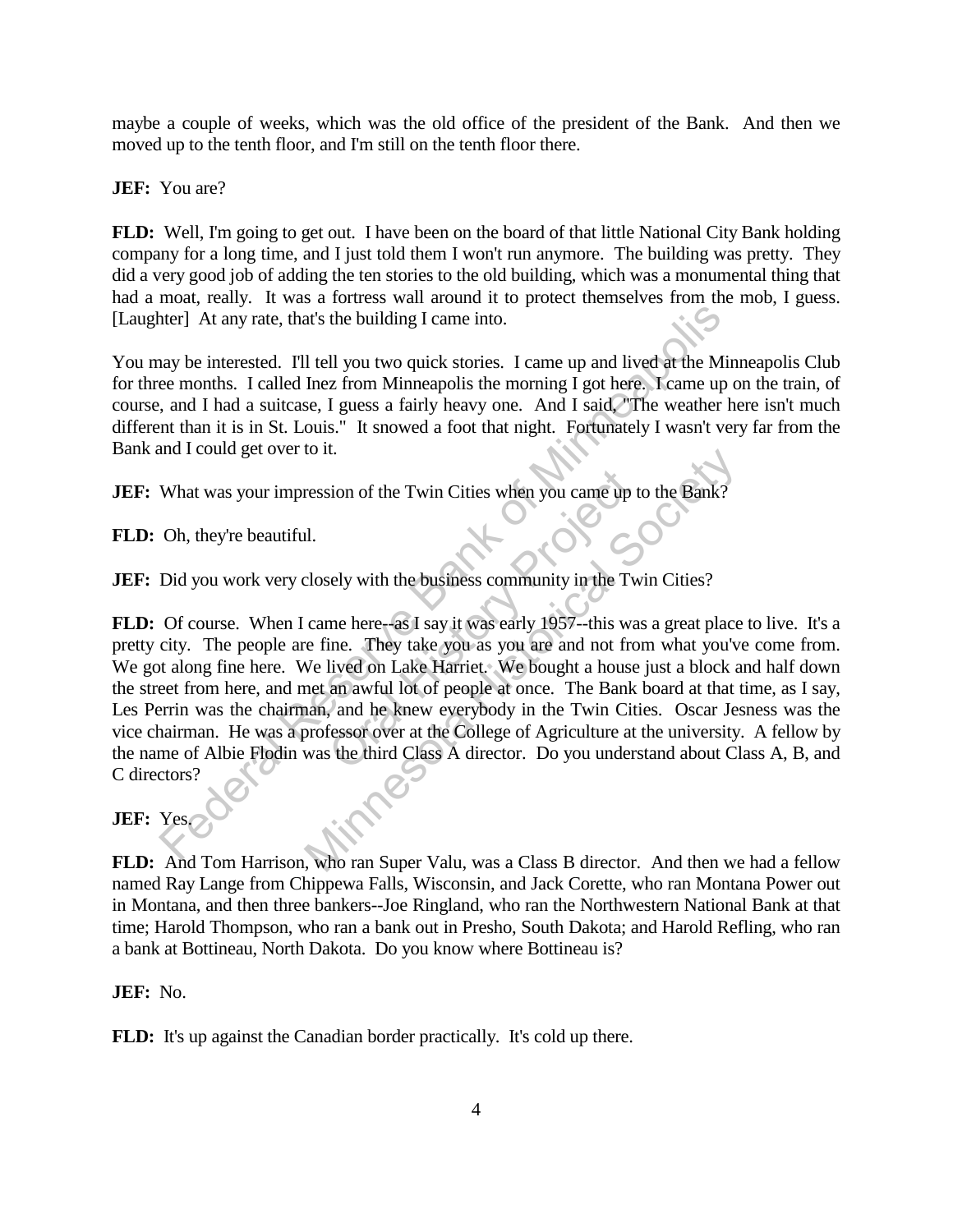maybe a couple of weeks, which was the old office of the president of the Bank. And then we moved up to the tenth floor, and I'm still on the tenth floor there.

**JEF:** You are?

**FLD:** Well, I'm going to get out. I have been on the board of that little National City Bank holding company for a long time, and I just told them I won't run anymore. The building was pretty. They did a very good job of adding the ten stories to the old building, which was a monumental thing that had a moat, really. It was a fortress wall around it to protect themselves from the mob, I guess. [Laughter] At any rate, that's the building I came into.

You may be interested. I'll tell you two quick stories. I came up and lived at the Minneapolis Club for three months. I called Inez from Minneapolis the morning I got here. I came up on the train, of course, and I had a suitcase, I guess a fairly heavy one. And I said, "The weather here isn't much different than it is in St. Louis." It snowed a foot that night. Fortunately I wasn't very far from the Bank and I could get over to it.

**JEF:** What was your impression of the Twin Cities when you came up to the Bank?

**FLD:** Oh, they're beautiful.

**JEF:** Did you work very closely with the business community in the Twin Cities?

**FLD:** Of course. When I came here--as I say it was early 1957--this was a great place to live. It's a pretty city. The people are fine. They take you as you are and not from what you've come from. We got along fine here. We lived on Lake Harriet. We bought a house just a block and half down the street from here, and met an awful lot of people at once. The Bank board at that time, as I say, Les Perrin was the chairman, and he knew everybody in the Twin Cities. Oscar Jesness was the vice chairman. He was a professor over at the College of Agriculture at the university. A fellow by the name of Albie Flodin was the third Class A director. Do you understand about Class A, B, and C directors?

**JEF:** Yes.

**FLD:** And Tom Harrison, who ran Super Valu, was a Class B director. And then we had a fellow named Ray Lange from Chippewa Falls, Wisconsin, and Jack Corette, who ran Montana Power out in Montana, and then three bankers--Joe Ringland, who ran the Northwestern National Bank at that time; Harold Thompson, who ran a bank out in Presho, South Dakota; and Harold Refling, who ran a bank at Bottineau, North Dakota. Do you know where Bottineau is?

**JEF:** No.

**FLD:** It's up against the Canadian border practically. It's cold up there.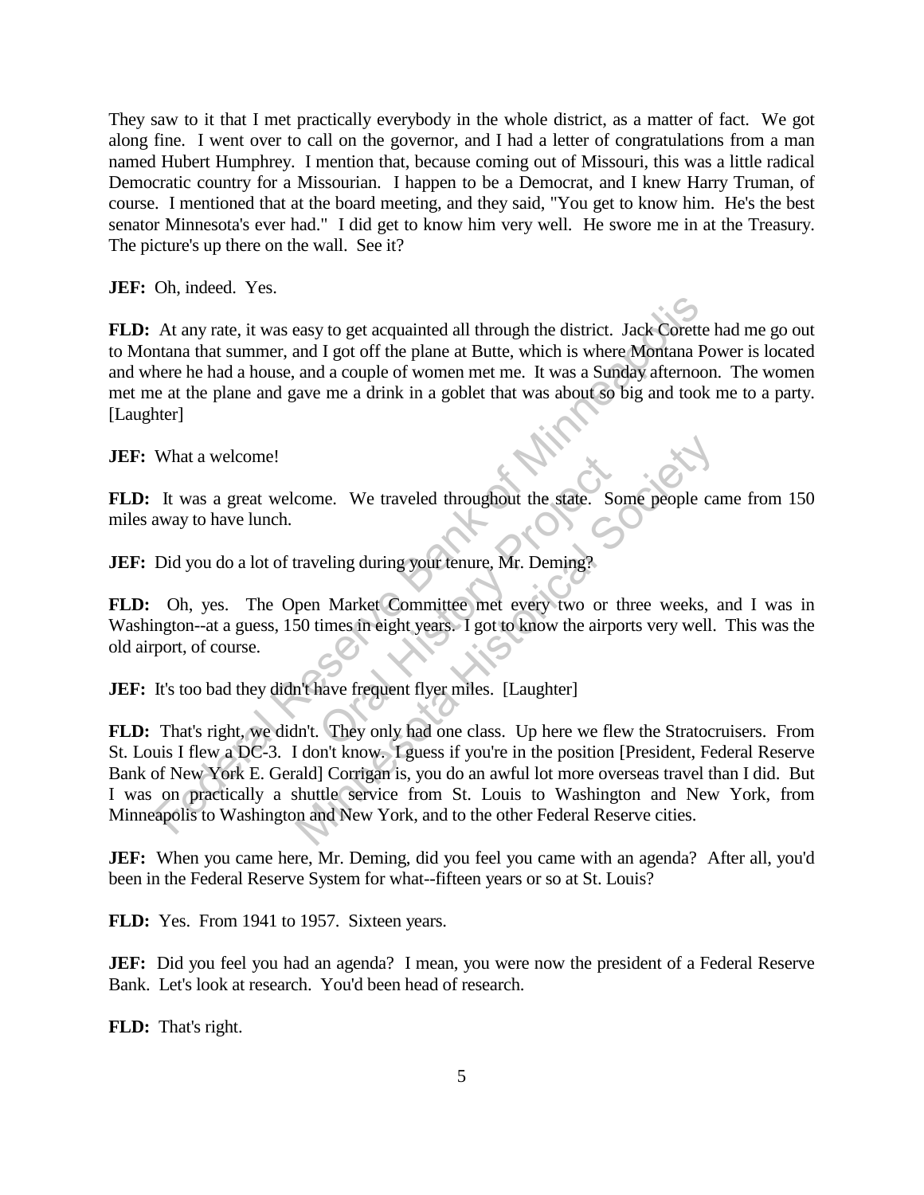They saw to it that I met practically everybody in the whole district, as a matter of fact. We got along fine. I went over to call on the governor, and I had a letter of congratulations from a man named Hubert Humphrey. I mention that, because coming out of Missouri, this was a little radical Democratic country for a Missourian. I happen to be a Democrat, and I knew Harry Truman, of course. I mentioned that at the board meeting, and they said, "You get to know him. He's the best senator Minnesota's ever had." I did get to know him very well. He swore me in at the Treasury. The picture's up there on the wall. See it?

**JEF:** Oh, indeed. Yes.

**FLD:** At any rate, it was easy to get acquainted all through the district. Jack Corette had me go out to Montana that summer, and I got off the plane at Butte, which is where Montana Power is located and where he had a house, and a couple of women met me. It was a Sunday afternoon. The women met me at the plane and gave me a drink in a goblet that was about so big and took me to a party. [Laughter]

**JEF:** What a welcome!

**FLD:** It was a great welcome. We traveled throughout the state. Some people came from 150 miles away to have lunch.

**JEF:** Did you do a lot of traveling during your tenure, Mr. Deming?

**FLD:** Oh, yes. The Open Market Committee met every two or three weeks, and I was in Washington--at a guess, 150 times in eight years. I got to know the airports very well. This was the old airport, of course.

**JEF:** It's too bad they didn't have frequent flyer miles. [Laughter]

**FLD:** That's right, we didn't. They only had one class. Up here we flew the Stratocruisers. From St. Louis I flew a DC-3. I don't know. I guess if you're in the position [President, Federal Reserve Bank of New York E. Gerald] Corrigan is, you do an awful lot more overseas travel than I did. But I was on practically a shuttle service from St. Louis to Washington and New York, from Minneapolis to Washington and New York, and to the other Federal Reserve cities.

**JEF:** When you came here, Mr. Deming, did you feel you came with an agenda? After all, you'd been in the Federal Reserve System for what--fifteen years or so at St. Louis?

**FLD:** Yes. From 1941 to 1957. Sixteen years.

**JEF:** Did you feel you had an agenda? I mean, you were now the president of a Federal Reserve Bank. Let's look at research. You'd been head of research.

**FLD:** That's right.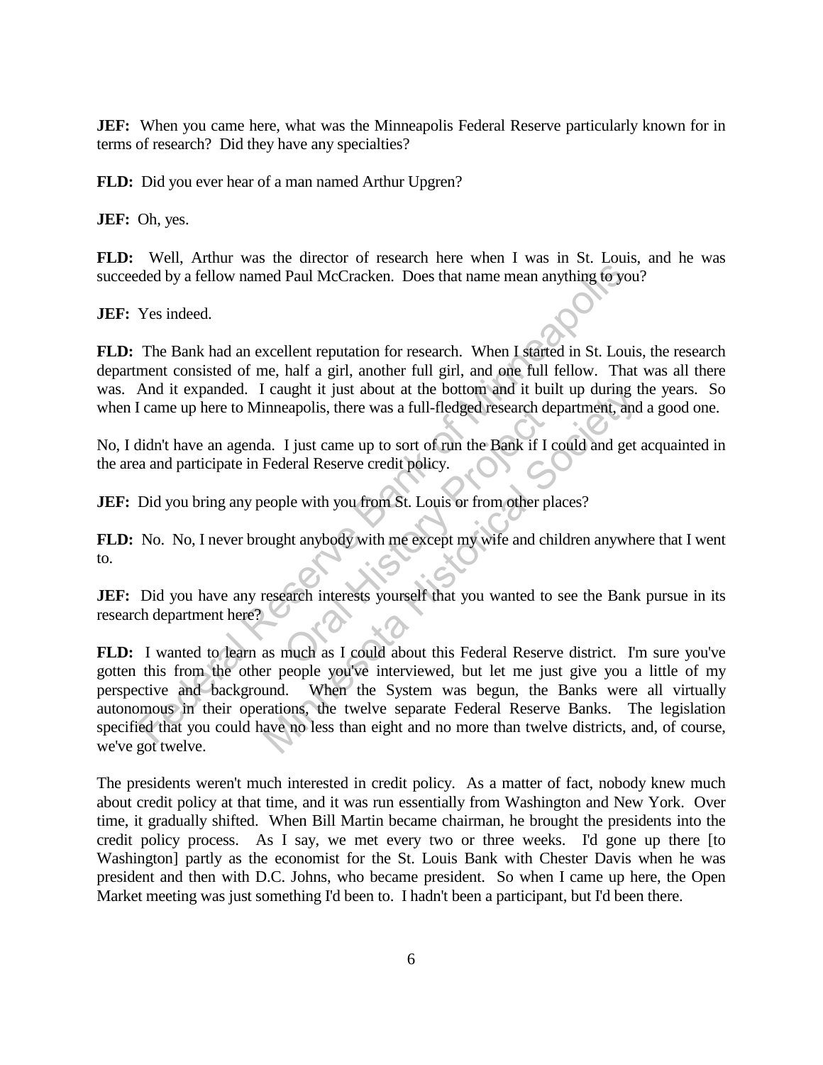**JEF:** When you came here, what was the Minneapolis Federal Reserve particularly known for in terms of research? Did they have any specialties?

**FLD:** Did you ever hear of a man named Arthur Upgren?

**JEF:** Oh, yes.

**FLD:** Well, Arthur was the director of research here when I was in St. Louis, and he was succeeded by a fellow named Paul McCracken. Does that name mean anything to you?

**JEF:** Yes indeed.

**FLD:** The Bank had an excellent reputation for research. When I started in St. Louis, the research department consisted of me, half a girl, another full girl, and one full fellow. That was all there was. And it expanded. I caught it just about at the bottom and it built up during the years. So when I came up here to Minneapolis, there was a full-fledged research department, and a good one.

No, I didn't have an agenda. I just came up to sort of run the Bank if I could and get acquainted in the area and participate in Federal Reserve credit policy.

**JEF:** Did you bring any people with you from St. Louis or from other places?

**FLD:** No. No, I never brought anybody with me except my wife and children anywhere that I went to.

**JEF:** Did you have any research interests yourself that you wanted to see the Bank pursue in its research department here?

**FLD:** I wanted to learn as much as I could about this Federal Reserve district. I'm sure you've gotten this from the other people you've interviewed, but let me just give you a little of my perspective and background. When the System was begun, the Banks were all virtually autonomous in their operations, the twelve separate Federal Reserve Banks. The legislation specified that you could have no less than eight and no more than twelve districts, and, of course, we've got twelve.

The presidents weren't much interested in credit policy. As a matter of fact, nobody knew much about credit policy at that time, and it was run essentially from Washington and New York. Over time, it gradually shifted. When Bill Martin became chairman, he brought the presidents into the credit policy process. As I say, we met every two or three weeks. I'd gone up there [to Washington] partly as the economist for the St. Louis Bank with Chester Davis when he was president and then with D.C. Johns, who became president. So when I came up here, the Open Market meeting was just something I'd been to. I hadn't been a participant, but I'd been there.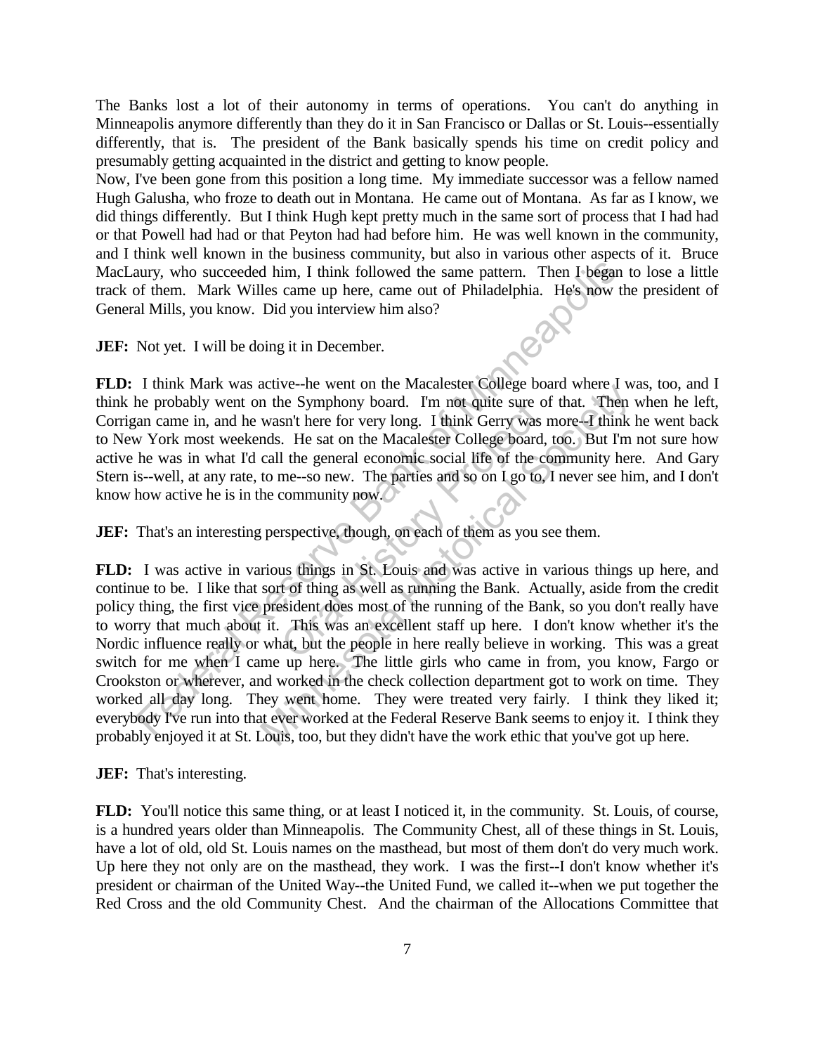The Banks lost a lot of their autonomy in terms of operations. You can't do anything in Minneapolis anymore differently than they do it in San Francisco or Dallas or St. Louis--essentially differently, that is. The president of the Bank basically spends his time on credit policy and presumably getting acquainted in the district and getting to know people.

Now, I've been gone from this position a long time. My immediate successor was a fellow named Hugh Galusha, who froze to death out in Montana. He came out of Montana. As far as I know, we did things differently. But I think Hugh kept pretty much in the same sort of process that I had had or that Powell had had or that Peyton had had before him. He was well known in the community, and I think well known in the business community, but also in various other aspects of it. Bruce MacLaury, who succeeded him, I think followed the same pattern. Then I began to lose a little track of them. Mark Willes came up here, came out of Philadelphia. He's now the president of General Mills, you know. Did you interview him also?

**JEF:** Not yet. I will be doing it in December.

**FLD:** I think Mark was active--he went on the Macalester College board where I was, too, and I think he probably went on the Symphony board. I'm not quite sure of that. Then when he left, Corrigan came in, and he wasn't here for very long. I think Gerry was more--I think he went back to New York most weekends. He sat on the Macalester College board, too. But I'm not sure how active he was in what I'd call the general economic social life of the community here. And Gary Stern is--well, at any rate, to me--so new. The parties and so on I go to, I never see him, and I don't know how active he is in the community now.

**JEF:** That's an interesting perspective, though, on each of them as you see them.

**FLD:** I was active in various things in St. Louis and was active in various things up here, and continue to be. I like that sort of thing as well as running the Bank. Actually, aside from the credit policy thing, the first vice president does most of the running of the Bank, so you don't really have to worry that much about it. This was an excellent staff up here. I don't know whether it's the Nordic influence really or what, but the people in here really believe in working. This was a great switch for me when I came up here. The little girls who came in from, you know, Fargo or Crookston or wherever, and worked in the check collection department got to work on time. They worked all day long. They went home. They were treated very fairly. I think they liked it; everybody I've run into that ever worked at the Federal Reserve Bank seems to enjoy it. I think they probably enjoyed it at St. Louis, too, but they didn't have the work ethic that you've got up here.

**JEF:** That's interesting.

**FLD:** You'll notice this same thing, or at least I noticed it, in the community. St. Louis, of course, is a hundred years older than Minneapolis. The Community Chest, all of these things in St. Louis, have a lot of old, old St. Louis names on the masthead, but most of them don't do very much work. Up here they not only are on the masthead, they work. I was the first--I don't know whether it's president or chairman of the United Way--the United Fund, we called it--when we put together the Red Cross and the old Community Chest. And the chairman of the Allocations Committee that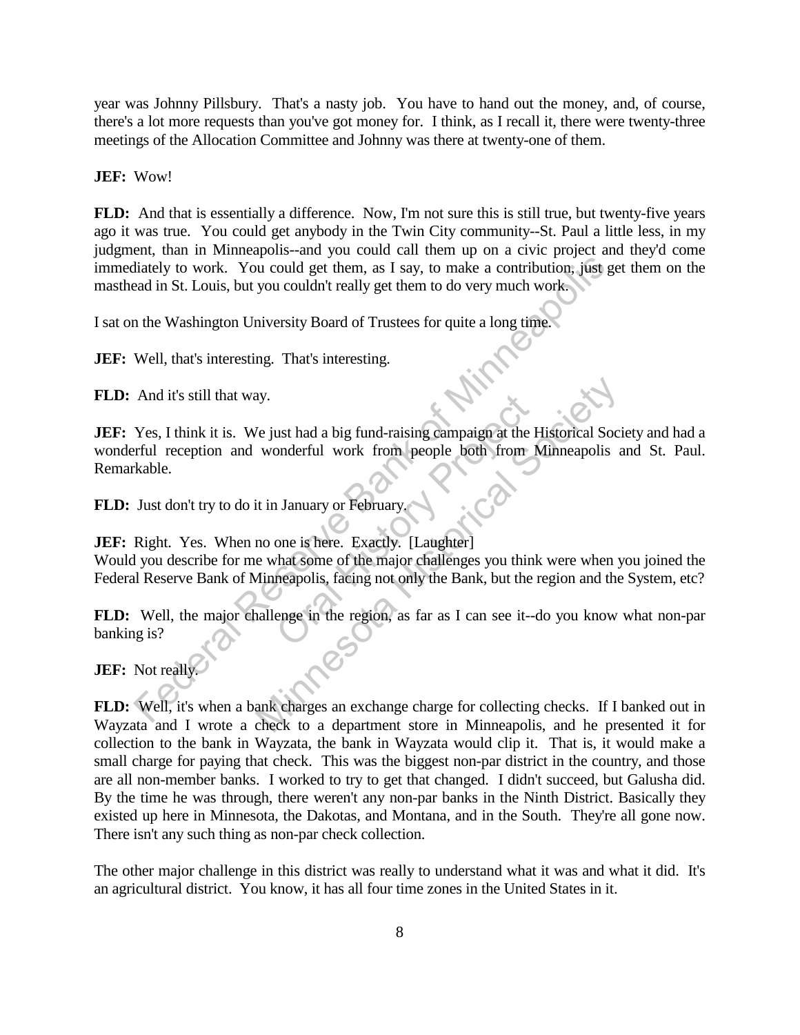year was Johnny Pillsbury. That's a nasty job. You have to hand out the money, and, of course, there's a lot more requests than you've got money for. I think, as I recall it, there were twenty-three meetings of the Allocation Committee and Johnny was there at twenty-one of them.

**JEF:** Wow!

**FLD:** And that is essentially a difference. Now, I'm not sure this is still true, but twenty-five years ago it was true. You could get anybody in the Twin City community--St. Paul a little less, in my judgment, than in Minneapolis--and you could call them up on a civic project and they'd come immediately to work. You could get them, as I say, to make a contribution, just get them on the masthead in St. Louis, but you couldn't really get them to do very much work.

I sat on the Washington University Board of Trustees for quite a long time.

**JEF:** Well, that's interesting. That's interesting.

**FLD:** And it's still that way.

**JEF:** Yes, I think it is. We just had a big fund-raising campaign at the Historical Society and had a wonderful reception and wonderful work from people both from Minneapolis and St. Paul. Remarkable.

**FLD:** Just don't try to do it in January or February.

**JEF:** Right. Yes. When no one is here. Exactly. [Laughter]
Would you describe for me what some of the major challenges you think were when you joined the Federal Reserve Bank of Minneapolis, facing not only the Bank, but the region and the System, etc?

**FLD:** Well, the major challenge in the region, as far as I can see it--do you know what non-par banking is?

**JEF:** Not really.

**FLD:** Well, it's when a bank charges an exchange charge for collecting checks. If I banked out in Wayzata and I wrote a check to a department store in Minneapolis, and he presented it for collection to the bank in Wayzata, the bank in Wayzata would clip it. That is, it would make a small charge for paying that check. This was the biggest non-par district in the country, and those are all non-member banks. I worked to try to get that changed. I didn't succeed, but Galusha did. By the time he was through, there weren't any non-par banks in the Ninth District. Basically they existed up here in Minnesota, the Dakotas, and Montana, and in the South. They're all gone now. There isn't any such thing as non-par check collection.

The other major challenge in this district was really to understand what it was and what it did. It's an agricultural district. You know, it has all four time zones in the United States in it.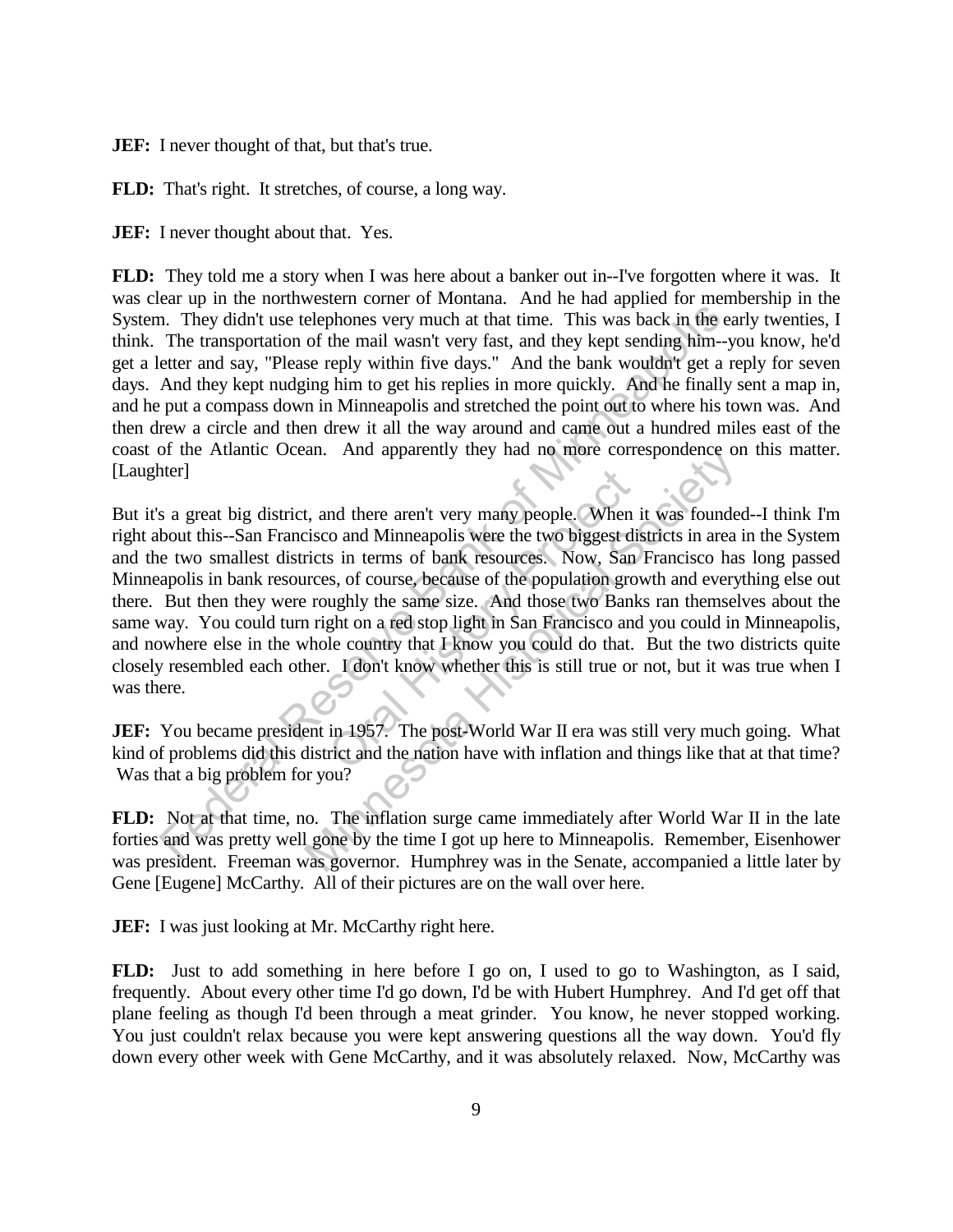**JEF:** I never thought of that, but that's true.

**FLD:** That's right. It stretches, of course, a long way.

**JEF:** I never thought about that. Yes.

**FLD:** They told me a story when I was here about a banker out in--I've forgotten where it was. It was clear up in the northwestern corner of Montana. And he had applied for membership in the System. They didn't use telephones very much at that time. This was back in the early twenties, I think. The transportation of the mail wasn't very fast, and they kept sending him--you know, he'd get a letter and say, "Please reply within five days." And the bank wouldn't get a reply for seven days. And they kept nudging him to get his replies in more quickly. And he finally sent a map in, and he put a compass down in Minneapolis and stretched the point out to where his town was. And then drew a circle and then drew it all the way around and came out a hundred miles east of the coast of the Atlantic Ocean. And apparently they had no more correspondence on this matter. [Laughter]

But it's a great big district, and there aren't very many people. When it was founded--I think I'm right about this--San Francisco and Minneapolis were the two biggest districts in area in the System and the two smallest districts in terms of bank resources. Now, San Francisco has long passed Minneapolis in bank resources, of course, because of the population growth and everything else out there. But then they were roughly the same size. And those two Banks ran themselves about the same way. You could turn right on a red stop light in San Francisco and you could in Minneapolis, and nowhere else in the whole country that I know you could do that. But the two districts quite closely resembled each other. I don't know whether this is still true or not, but it was true when I was there.

**JEF:** You became president in 1957. The post-World War II era was still very much going. What kind of problems did this district and the nation have with inflation and things like that at that time? Was that a big problem for you?

**FLD:** Not at that time, no. The inflation surge came immediately after World War II in the late forties and was pretty well gone by the time I got up here to Minneapolis. Remember, Eisenhower was president. Freeman was governor. Humphrey was in the Senate, accompanied a little later by Gene [Eugene] McCarthy. All of their pictures are on the wall over here.

**JEF:** I was just looking at Mr. McCarthy right here.

**FLD:** Just to add something in here before I go on, I used to go to Washington, as I said, frequently. About every other time I'd go down, I'd be with Hubert Humphrey. And I'd get off that plane feeling as though I'd been through a meat grinder. You know, he never stopped working. You just couldn't relax because you were kept answering questions all the way down. You'd fly down every other week with Gene McCarthy, and it was absolutely relaxed. Now, McCarthy was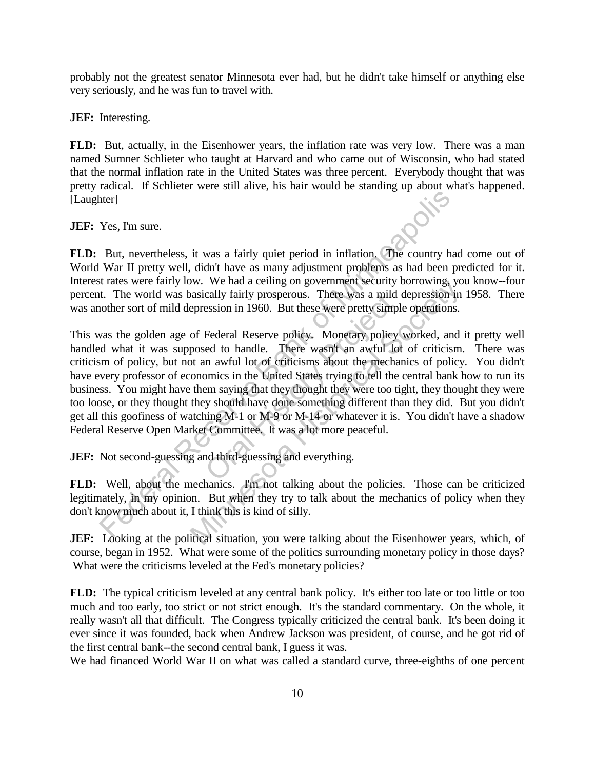probably not the greatest senator Minnesota ever had, but he didn't take himself or anything else very seriously, and he was fun to travel with.

**JEF:** Interesting.

**FLD:** But, actually, in the Eisenhower years, the inflation rate was very low. There was a man named Sumner Schlieter who taught at Harvard and who came out of Wisconsin, who had stated that the normal inflation rate in the United States was three percent. Everybody thought that was pretty radical. If Schlieter were still alive, his hair would be standing up about what's happened. [Laughter]

**JEF:** Yes, I'm sure.

**FLD:** But, nevertheless, it was a fairly quiet period in inflation. The country had come out of World War II pretty well, didn't have as many adjustment problems as had been predicted for it. Interest rates were fairly low. We had a ceiling on government security borrowing, you know--four percent. The world was basically fairly prosperous. There was a mild depression in 1958. There was another sort of mild depression in 1960. But these were pretty simple operations.

This was the golden age of Federal Reserve policy. Monetary policy worked, and it pretty well handled what it was supposed to handle. There wasn't an awful lot of criticism. There was criticism of policy, but not an awful lot of criticisms about the mechanics of policy. You didn't have every professor of economics in the United States trying to tell the central bank how to run its business. You might have them saying that they thought they were too tight, they thought they were too loose, or they thought they should have done something different than they did. But you didn't get all this goofiness of watching M-1 or M-9 or M-14 or whatever it is. You didn't have a shadow Federal Reserve Open Market Committee. It was a lot more peaceful.

**JEF:** Not second-guessing and third-guessing and everything.

**FLD:** Well, about the mechanics. I'm not talking about the policies. Those can be criticized legitimately, in my opinion. But when they try to talk about the mechanics of policy when they don't know much about it, I think this is kind of silly.

**JEF:** Looking at the political situation, you were talking about the Eisenhower years, which, of course, began in 1952. What were some of the politics surrounding monetary policy in those days? What were the criticisms leveled at the Fed's monetary policies?

**FLD:** The typical criticism leveled at any central bank policy. It's either too late or too little or too much and too early, too strict or not strict enough. It's the standard commentary. On the whole, it really wasn't all that difficult. The Congress typically criticized the central bank. It's been doing it ever since it was founded, back when Andrew Jackson was president, of course, and he got rid of the first central bank--the second central bank, I guess it was.

We had financed World War II on what was called a standard curve, three-eighths of one percent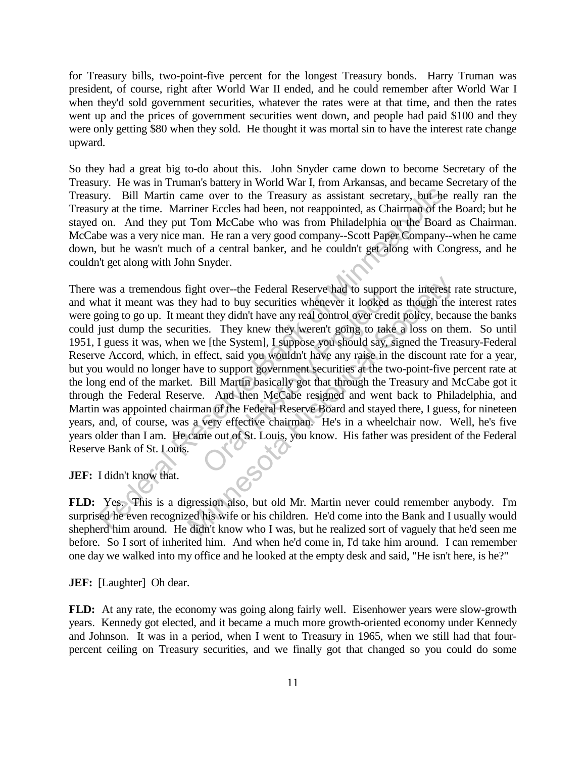for Treasury bills, two-point-five percent for the longest Treasury bonds. Harry Truman was president, of course, right after World War II ended, and he could remember after World War I when they'd sold government securities, whatever the rates were at that time, and then the rates went up and the prices of government securities went down, and people had paid $100 and they were only getting $80 when they sold. He thought it was mortal sin to have the interest rate change upward.

So they had a great big to-do about this. John Snyder came down to become Secretary of the Treasury. He was in Truman's battery in World War I, from Arkansas, and became Secretary of the Treasury. Bill Martin came over to the Treasury as assistant secretary, but he really ran the Treasury at the time. Marriner Eccles had been, not reappointed, as Chairman of the Board; but he stayed on. And they put Tom McCabe who was from Philadelphia on the Board as Chairman. McCabe was a very nice man. He ran a very good company--Scott Paper Company--when he came down, but he wasn't much of a central banker, and he couldn't get along with Congress, and he couldn't get along with John Snyder.

There was a tremendous fight over--the Federal Reserve had to support the interest rate structure, and what it meant was they had to buy securities whenever it looked as though the interest rates were going to go up. It meant they didn't have any real control over credit policy, because the banks could just dump the securities. They knew they weren't going to take a loss on them. So until 1951, I guess it was, when we [the System], I suppose you should say, signed the Treasury-Federal Reserve Accord, which, in effect, said you wouldn't have any raise in the discount rate for a year, but you would no longer have to support government securities at the two-point-five percent rate at the long end of the market. Bill Martin basically got that through the Treasury and McCabe got it through the Federal Reserve. And then McCabe resigned and went back to Philadelphia, and Martin was appointed chairman of the Federal Reserve Board and stayed there, I guess, for nineteen years, and, of course, was a very effective chairman. He's in a wheelchair now. Well, he's five years older than I am. He came out of St. Louis, you know. His father was president of the Federal Reserve Bank of St. Louis.

**JEF:** I didn't know that.

**FLD:** Yes. This is a digression also, but old Mr. Martin never could remember anybody. I'm surprised he even recognized his wife or his children. He'd come into the Bank and I usually would shepherd him around. He didn't know who I was, but he realized sort of vaguely that he'd seen me before. So I sort of inherited him. And when he'd come in, I'd take him around. I can remember one day we walked into my office and he looked at the empty desk and said, "He isn't here, is he?"

**JEF:** [Laughter] Oh dear.

**FLD:** At any rate, the economy was going along fairly well. Eisenhower years were slow-growth years. Kennedy got elected, and it became a much more growth-oriented economy under Kennedy and Johnson. It was in a period, when I went to Treasury in 1965, when we still had that four-percent ceiling on Treasury securities, and we finally got that changed so you could do some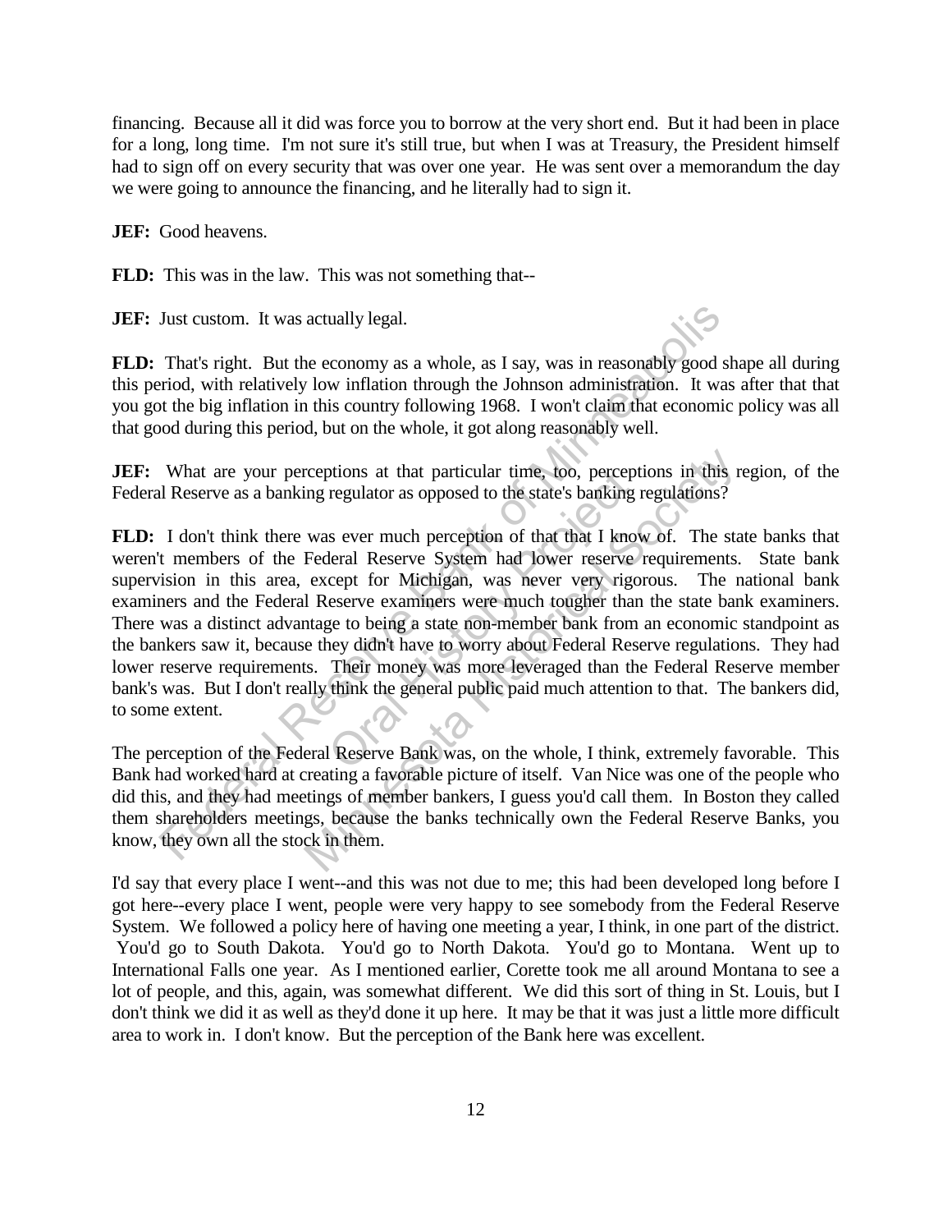financing. Because all it did was force you to borrow at the very short end. But it had been in place for a long, long time. I'm not sure it's still true, but when I was at Treasury, the President himself had to sign off on every security that was over one year. He was sent over a memorandum the day we were going to announce the financing, and he literally had to sign it.

**JEF:** Good heavens.

**FLD:** This was in the law. This was not something that--

**JEF:** Just custom. It was actually legal.

**FLD:** That's right. But the economy as a whole, as I say, was in reasonably good shape all during this period, with relatively low inflation through the Johnson administration. It was after that that you got the big inflation in this country following 1968. I won't claim that economic policy was all that good during this period, but on the whole, it got along reasonably well.

**JEF:** What are your perceptions at that particular time, too, perceptions in this region, of the Federal Reserve as a banking regulator as opposed to the state's banking regulations?

**FLD:** I don't think there was ever much perception of that that I know of. The state banks that weren't members of the Federal Reserve System had lower reserve requirements. State bank supervision in this area, except for Michigan, was never very rigorous. The national bank examiners and the Federal Reserve examiners were much tougher than the state bank examiners. There was a distinct advantage to being a state non-member bank from an economic standpoint as the bankers saw it, because they didn't have to worry about Federal Reserve regulations. They had lower reserve requirements. Their money was more leveraged than the Federal Reserve member bank's was. But I don't really think the general public paid much attention to that. The bankers did, to some extent.

The perception of the Federal Reserve Bank was, on the whole, I think, extremely favorable. This Bank had worked hard at creating a favorable picture of itself. Van Nice was one of the people who did this, and they had meetings of member bankers, I guess you'd call them. In Boston they called them shareholders meetings, because the banks technically own the Federal Reserve Banks, you know, they own all the stock in them.

I'd say that every place I went--and this was not due to me; this had been developed long before I got here--every place I went, people were very happy to see somebody from the Federal Reserve System. We followed a policy here of having one meeting a year, I think, in one part of the district. You'd go to South Dakota. You'd go to North Dakota. You'd go to Montana. Went up to International Falls one year. As I mentioned earlier, Corette took me all around Montana to see a lot of people, and this, again, was somewhat different. We did this sort of thing in St. Louis, but I don't think we did it as well as they'd done it up here. It may be that it was just a little more difficult area to work in. I don't know. But the perception of the Bank here was excellent.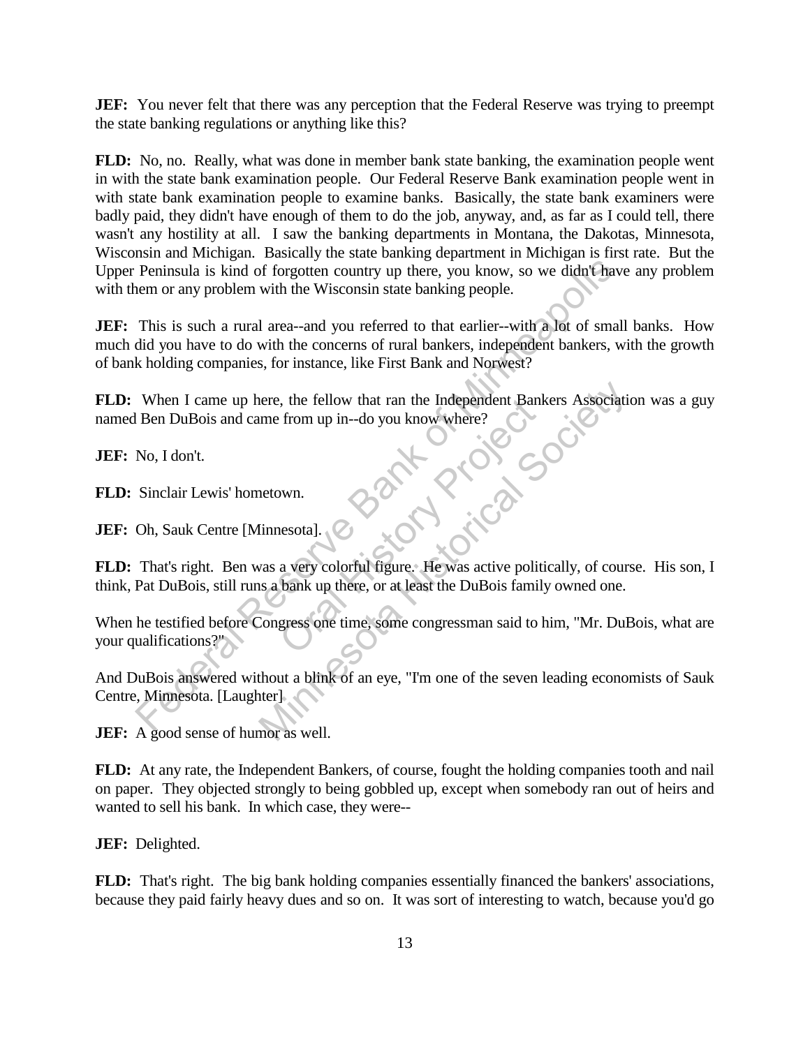**JEF:** You never felt that there was any perception that the Federal Reserve was trying to preempt the state banking regulations or anything like this?

**FLD:** No, no. Really, what was done in member bank state banking, the examination people went in with the state bank examination people. Our Federal Reserve Bank examination people went in with state bank examination people to examine banks. Basically, the state bank examiners were badly paid, they didn't have enough of them to do the job, anyway, and, as far as I could tell, there wasn't any hostility at all. I saw the banking departments in Montana, the Dakotas, Minnesota, Wisconsin and Michigan. Basically the state banking department in Michigan is first rate. But the Upper Peninsula is kind of forgotten country up there, you know, so we didn't have any problem with them or any problem with the Wisconsin state banking people.

**JEF:** This is such a rural area--and you referred to that earlier--with a lot of small banks. How much did you have to do with the concerns of rural bankers, independent bankers, with the growth of bank holding companies, for instance, like First Bank and Norwest?

**FLD:** When I came up here, the fellow that ran the Independent Bankers Association was a guy named Ben DuBois and came from up in--do you know where?

**JEF:** No, I don't.

**FLD:** Sinclair Lewis' hometown.

**JEF:** Oh, Sauk Centre [Minnesota].

**FLD:** That's right. Ben was a very colorful figure. He was active politically, of course. His son, I think, Pat DuBois, still runs a bank up there, or at least the DuBois family owned one.

When he testified before Congress one time, some congressman said to him, "Mr. DuBois, what are your qualifications?"

And DuBois answered without a blink of an eye, "I'm one of the seven leading economists of Sauk Centre, Minnesota. [Laughter]

**JEF:** A good sense of humor as well.

**FLD:** At any rate, the Independent Bankers, of course, fought the holding companies tooth and nail on paper. They objected strongly to being gobbled up, except when somebody ran out of heirs and wanted to sell his bank. In which case, they were--

**JEF:** Delighted.

**FLD:** That's right. The big bank holding companies essentially financed the bankers' associations, because they paid fairly heavy dues and so on. It was sort of interesting to watch, because you'd go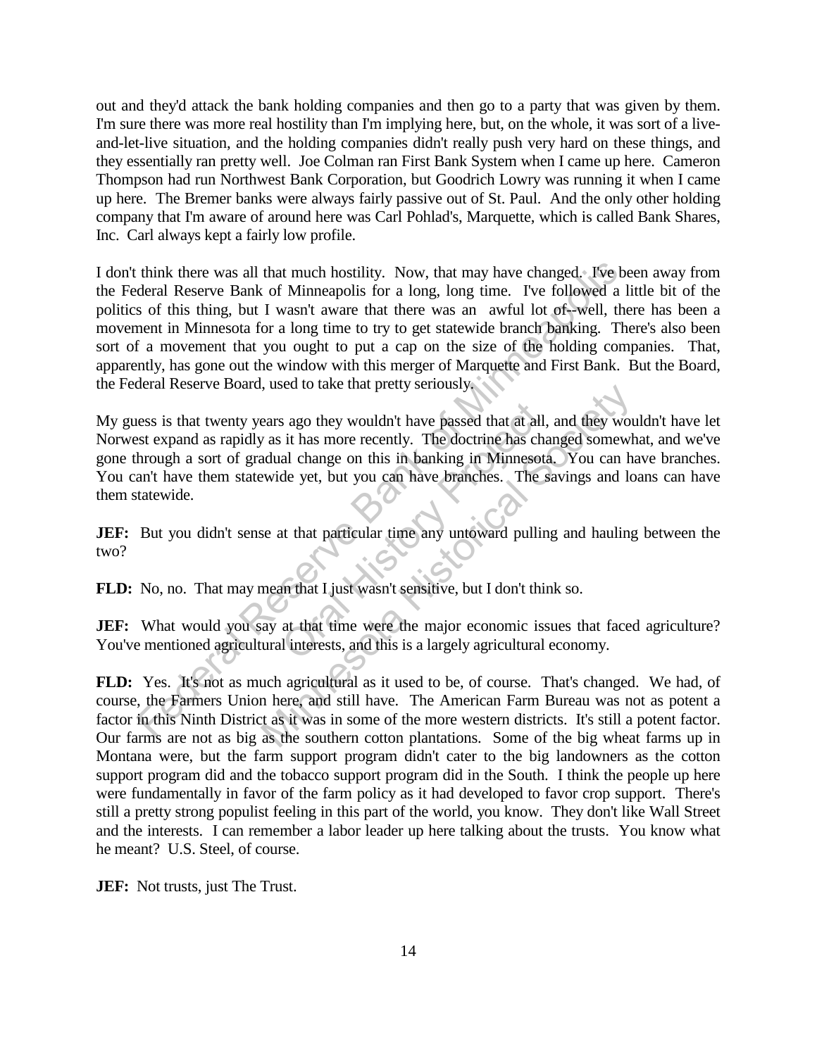out and they'd attack the bank holding companies and then go to a party that was given by them. I'm sure there was more real hostility than I'm implying here, but, on the whole, it was sort of a live-and-let-live situation, and the holding companies didn't really push very hard on these things, and they essentially ran pretty well. Joe Colman ran First Bank System when I came up here. Cameron Thompson had run Northwest Bank Corporation, but Goodrich Lowry was running it when I came up here. The Bremer banks were always fairly passive out of St. Paul. And the only other holding company that I'm aware of around here was Carl Pohlad's, Marquette, which is called Bank Shares, Inc. Carl always kept a fairly low profile.

I don't think there was all that much hostility. Now, that may have changed. I've been away from the Federal Reserve Bank of Minneapolis for a long, long time. I've followed a little bit of the politics of this thing, but I wasn't aware that there was an awful lot of--well, there has been a movement in Minnesota for a long time to try to get statewide branch banking. There's also been sort of a movement that you ought to put a cap on the size of the holding companies. That, apparently, has gone out the window with this merger of Marquette and First Bank. But the Board, the Federal Reserve Board, used to take that pretty seriously.

My guess is that twenty years ago they wouldn't have passed that at all, and they wouldn't have let Norwest expand as rapidly as it has more recently. The doctrine has changed somewhat, and we've gone through a sort of gradual change on this in banking in Minnesota. You can have branches. You can't have them statewide yet, but you can have branches. The savings and loans can have them statewide.

**JEF:** But you didn't sense at that particular time any untoward pulling and hauling between the two?

**FLD:** No, no. That may mean that I just wasn't sensitive, but I don't think so.

**JEF:** What would you say at that time were the major economic issues that faced agriculture? You've mentioned agricultural interests, and this is a largely agricultural economy.

**FLD:** Yes. It's not as much agricultural as it used to be, of course. That's changed. We had, of course, the Farmers Union here, and still have. The American Farm Bureau was not as potent a factor in this Ninth District as it was in some of the more western districts. It's still a potent factor. Our farms are not as big as the southern cotton plantations. Some of the big wheat farms up in Montana were, but the farm support program didn't cater to the big landowners as the cotton support program did and the tobacco support program did in the South. I think the people up here were fundamentally in favor of the farm policy as it had developed to favor crop support. There's still a pretty strong populist feeling in this part of the world, you know. They don't like Wall Street and the interests. I can remember a labor leader up here talking about the trusts. You know what he meant? U.S. Steel, of course.

**JEF:** Not trusts, just The Trust.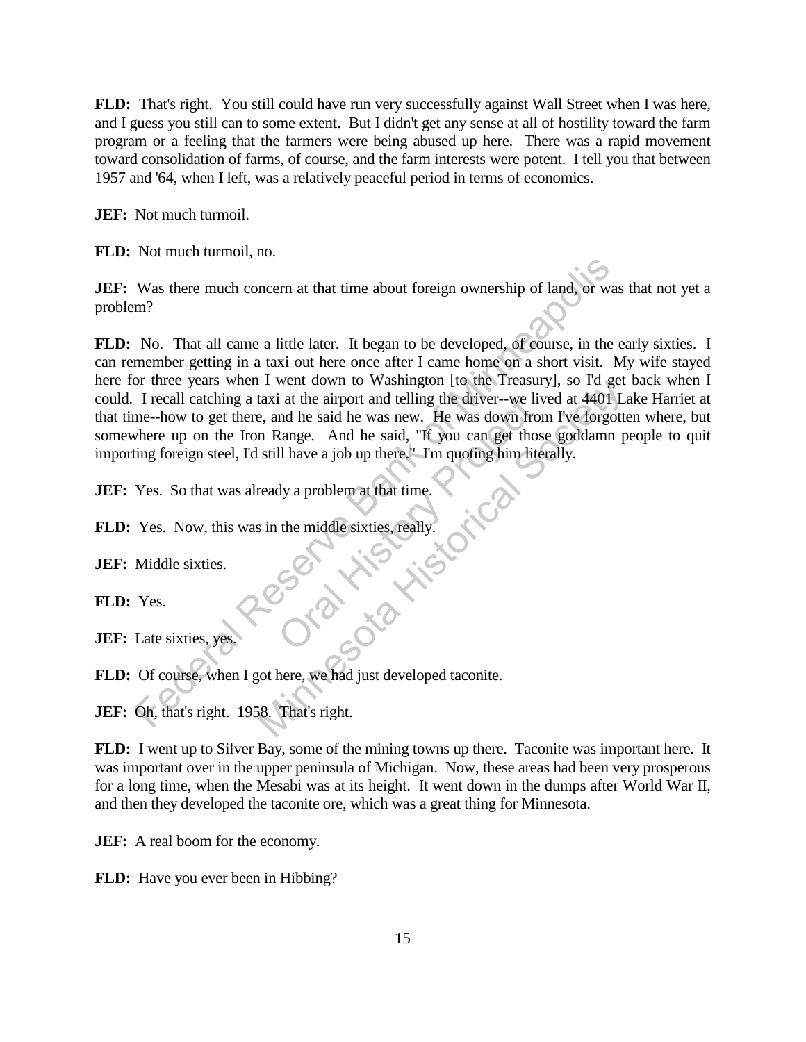**FLD:** That's right. You still could have run very successfully against Wall Street when I was here, and I guess you still can to some extent. But I didn't get any sense at all of hostility toward the farm program or a feeling that the farmers were being abused up here. There was a rapid movement toward consolidation of farms, of course, and the farm interests were potent. I tell you that between 1957 and '64, when I left, was a relatively peaceful period in terms of economics.

**JEF:** Not much turmoil.

**FLD:** Not much turmoil, no.

**JEF:** Was there much concern at that time about foreign ownership of land, or was that not yet a problem?

**FLD:** No. That all came a little later. It began to be developed, of course, in the early sixties. I can remember getting in a taxi out here once after I came home on a short visit. My wife stayed here for three years when I went down to Washington [to the Treasury], so I'd get back when I could. I recall catching a taxi at the airport and telling the driver--we lived at 4401 Lake Harriet at that time--how to get there, and he said he was new. He was down from I've forgotten where, but somewhere up on the Iron Range. And he said, "If you can get those goddamn people to quit importing foreign steel, I'd still have a job up there." I'm quoting him literally.

**JEF:** Yes. So that was already a problem at that time.

**FLD:** Yes. Now, this was in the middle sixties, really.

**JEF:** Middle sixties.

**FLD:** Yes.

**JEF:** Late sixties, yes.

**FLD:** Of course, when I got here, we had just developed taconite.

**JEF:** Oh, that's right. 1958. That's right.

**FLD:** I went up to Silver Bay, some of the mining towns up there. Taconite was important here. It was important over in the upper peninsula of Michigan. Now, these areas had been very prosperous for a long time, when the Mesabi was at its height. It went down in the dumps after World War II, and then they developed the taconite ore, which was a great thing for Minnesota.

**JEF:** A real boom for the economy.

**FLD:** Have you ever been in Hibbing?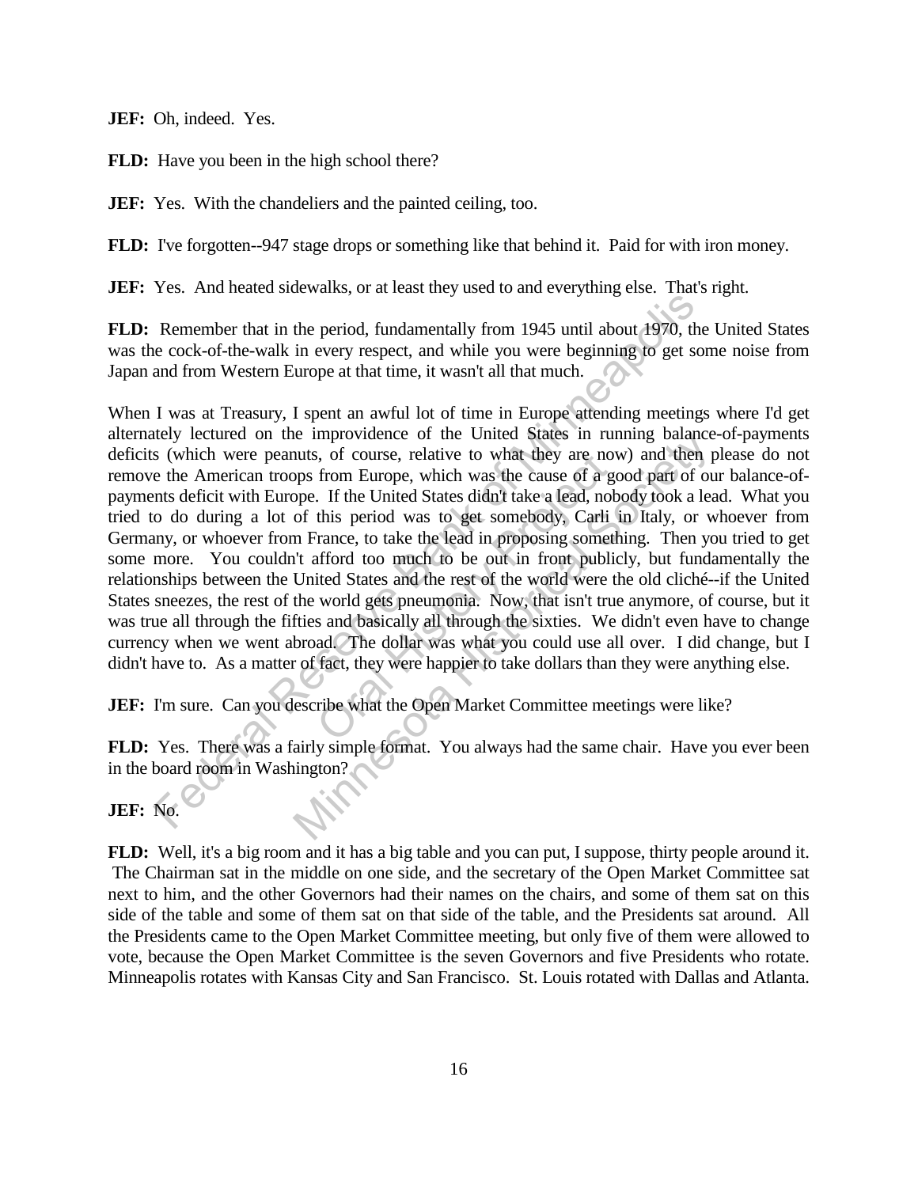**JEF:** Oh, indeed. Yes.

**FLD:** Have you been in the high school there?

**JEF:** Yes. With the chandeliers and the painted ceiling, too.

**FLD:** I've forgotten--947 stage drops or something like that behind it. Paid for with iron money.

**JEF:** Yes. And heated sidewalks, or at least they used to and everything else. That's right.

**FLD:** Remember that in the period, fundamentally from 1945 until about 1970, the United States was the cock-of-the-walk in every respect, and while you were beginning to get some noise from Japan and from Western Europe at that time, it wasn't all that much.

When I was at Treasury, I spent an awful lot of time in Europe attending meetings where I'd get alternately lectured on the improvidence of the United States in running balance-of-payments deficits (which were peanuts, of course, relative to what they are now) and then please do not remove the American troops from Europe, which was the cause of a good part of our balance-of-payments deficit with Europe. If the United States didn't take a lead, nobody took a lead. What you tried to do during a lot of this period was to get somebody, Carli in Italy, or whoever from Germany, or whoever from France, to take the lead in proposing something. Then you tried to get some more. You couldn't afford too much to be out in front publicly, but fundamentally the relationships between the United States and the rest of the world were the old cliché--if the United States sneezes, the rest of the world gets pneumonia. Now, that isn't true anymore, of course, but it was true all through the fifties and basically all through the sixties. We didn't even have to change currency when we went abroad. The dollar was what you could use all over. I did change, but I didn't have to. As a matter of fact, they were happier to take dollars than they were anything else.

**JEF:** I'm sure. Can you describe what the Open Market Committee meetings were like?

**FLD:** Yes. There was a fairly simple format. You always had the same chair. Have you ever been in the board room in Washington?

**JEF:** No.

**FLD:** Well, it's a big room and it has a big table and you can put, I suppose, thirty people around it. The Chairman sat in the middle on one side, and the secretary of the Open Market Committee sat next to him, and the other Governors had their names on the chairs, and some of them sat on this side of the table and some of them sat on that side of the table, and the Presidents sat around. All the Presidents came to the Open Market Committee meeting, but only five of them were allowed to vote, because the Open Market Committee is the seven Governors and five Presidents who rotate. Minneapolis rotates with Kansas City and San Francisco. St. Louis rotated with Dallas and Atlanta.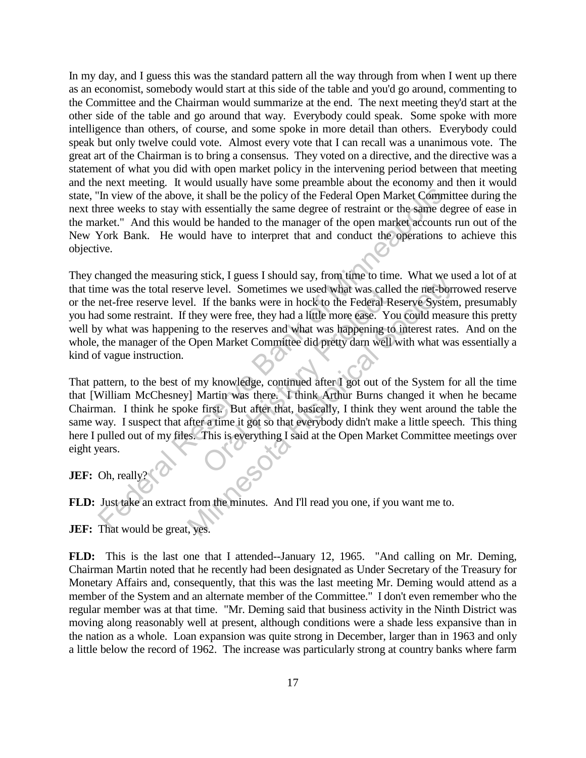In my day, and I guess this was the standard pattern all the way through from when I went up there as an economist, somebody would start at this side of the table and you'd go around, commenting to the Committee and the Chairman would summarize at the end. The next meeting they'd start at the other side of the table and go around that way. Everybody could speak. Some spoke with more intelligence than others, of course, and some spoke in more detail than others. Everybody could speak but only twelve could vote. Almost every vote that I can recall was a unanimous vote. The great art of the Chairman is to bring a consensus. They voted on a directive, and the directive was a statement of what you did with open market policy in the intervening period between that meeting and the next meeting. It would usually have some preamble about the economy and then it would state, "In view of the above, it shall be the policy of the Federal Open Market Committee during the next three weeks to stay with essentially the same degree of restraint or the same degree of ease in the market." And this would be handed to the manager of the open market accounts run out of the New York Bank. He would have to interpret that and conduct the operations to achieve this objective.

They changed the measuring stick, I guess I should say, from time to time. What we used a lot of at that time was the total reserve level. Sometimes we used what was called the net-borrowed reserve or the net-free reserve level. If the banks were in hock to the Federal Reserve System, presumably you had some restraint. If they were free, they had a little more ease. You could measure this pretty well by what was happening to the reserves and what was happening to interest rates. And on the whole, the manager of the Open Market Committee did pretty darn well with what was essentially a kind of vague instruction.

That pattern, to the best of my knowledge, continued after I got out of the System for all the time that [William McChesney] Martin was there. I think Arthur Burns changed it when he became Chairman. I think he spoke first. But after that, basically, I think they went around the table the same way. I suspect that after a time it got so that everybody didn't make a little speech. This thing here I pulled out of my files. This is everything I said at the Open Market Committee meetings over eight years.

**JEF:** Oh, really?

**FLD:** Just take an extract from the minutes. And I'll read you one, if you want me to.

**JEF:** That would be great, yes.

**FLD:** This is the last one that I attended--January 12, 1965. "And calling on Mr. Deming, Chairman Martin noted that he recently had been designated as Under Secretary of the Treasury for Monetary Affairs and, consequently, that this was the last meeting Mr. Deming would attend as a member of the System and an alternate member of the Committee." I don't even remember who the regular member was at that time. "Mr. Deming said that business activity in the Ninth District was moving along reasonably well at present, although conditions were a shade less expansive than in the nation as a whole. Loan expansion was quite strong in December, larger than in 1963 and only a little below the record of 1962. The increase was particularly strong at country banks where farm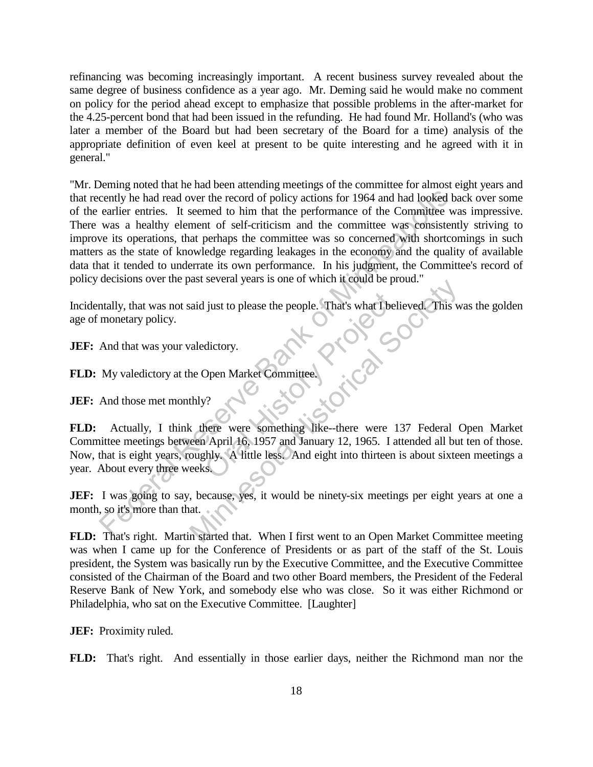refinancing was becoming increasingly important. A recent business survey revealed about the same degree of business confidence as a year ago. Mr. Deming said he would make no comment on policy for the period ahead except to emphasize that possible problems in the after-market for the 4.25-percent bond that had been issued in the refunding. He had found Mr. Holland's (who was later a member of the Board but had been secretary of the Board for a time) analysis of the appropriate definition of even keel at present to be quite interesting and he agreed with it in general."

"Mr. Deming noted that he had been attending meetings of the committee for almost eight years and that recently he had read over the record of policy actions for 1964 and had looked back over some of the earlier entries. It seemed to him that the performance of the Committee was impressive. There was a healthy element of self-criticism and the committee was consistently striving to improve its operations, that perhaps the committee was so concerned with shortcomings in such matters as the state of knowledge regarding leakages in the economy and the quality of available data that it tended to underrate its own performance. In his judgment, the Committee's record of policy decisions over the past several years is one of which it could be proud."

Incidentally, that was not said just to please the people. That's what I believed. This was the golden age of monetary policy.

**JEF:** And that was your valedictory.

**FLD:** My valedictory at the Open Market Committee.

**JEF:** And those met monthly?

**FLD:** Actually, I think there were something like--there were 137 Federal Open Market Committee meetings between April 16, 1957 and January 12, 1965. I attended all but ten of those. Now, that is eight years, roughly. A little less. And eight into thirteen is about sixteen meetings a year. About every three weeks.

**JEF:** I was going to say, because, yes, it would be ninety-six meetings per eight years at one a month, so it's more than that.

**FLD:** That's right. Martin started that. When I first went to an Open Market Committee meeting was when I came up for the Conference of Presidents or as part of the staff of the St. Louis president, the System was basically run by the Executive Committee, and the Executive Committee consisted of the Chairman of the Board and two other Board members, the President of the Federal Reserve Bank of New York, and somebody else who was close. So it was either Richmond or Philadelphia, who sat on the Executive Committee. [Laughter]

**JEF:** Proximity ruled.

**FLD:** That's right. And essentially in those earlier days, neither the Richmond man nor the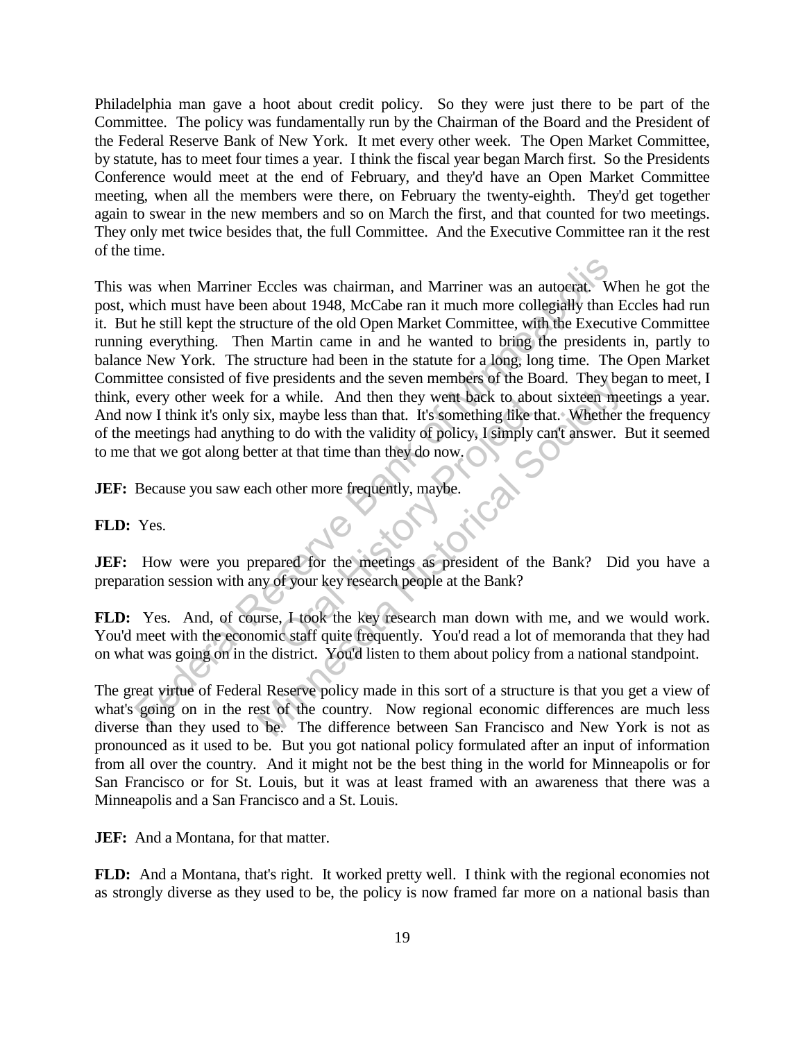Philadelphia man gave a hoot about credit policy. So they were just there to be part of the Committee. The policy was fundamentally run by the Chairman of the Board and the President of the Federal Reserve Bank of New York. It met every other week. The Open Market Committee, by statute, has to meet four times a year. I think the fiscal year began March first. So the Presidents Conference would meet at the end of February, and they'd have an Open Market Committee meeting, when all the members were there, on February the twenty-eighth. They'd get together again to swear in the new members and so on March the first, and that counted for two meetings. They only met twice besides that, the full Committee. And the Executive Committee ran it the rest of the time.

This was when Marriner Eccles was chairman, and Marriner was an autocrat. When he got the post, which must have been about 1948, McCabe ran it much more collegially than Eccles had run it. But he still kept the structure of the old Open Market Committee, with the Executive Committee running everything. Then Martin came in and he wanted to bring the presidents in, partly to balance New York. The structure had been in the statute for a long, long time. The Open Market Committee consisted of five presidents and the seven members of the Board. They began to meet, I think, every other week for a while. And then they went back to about sixteen meetings a year. And now I think it's only six, maybe less than that. It's something like that. Whether the frequency of the meetings had anything to do with the validity of policy, I simply can't answer. But it seemed to me that we got along better at that time than they do now.

**JEF:** Because you saw each other more frequently, maybe.

**FLD:** Yes.

**JEF:** How were you prepared for the meetings as president of the Bank? Did you have a preparation session with any of your key research people at the Bank?

**FLD:** Yes. And, of course, I took the key research man down with me, and we would work. You'd meet with the economic staff quite frequently. You'd read a lot of memoranda that they had on what was going on in the district. You'd listen to them about policy from a national standpoint.

The great virtue of Federal Reserve policy made in this sort of a structure is that you get a view of what's going on in the rest of the country. Now regional economic differences are much less diverse than they used to be. The difference between San Francisco and New York is not as pronounced as it used to be. But you got national policy formulated after an input of information from all over the country. And it might not be the best thing in the world for Minneapolis or for San Francisco or for St. Louis, but it was at least framed with an awareness that there was a Minneapolis and a San Francisco and a St. Louis.

**JEF:** And a Montana, for that matter.

**FLD:** And a Montana, that's right. It worked pretty well. I think with the regional economies not as strongly diverse as they used to be, the policy is now framed far more on a national basis than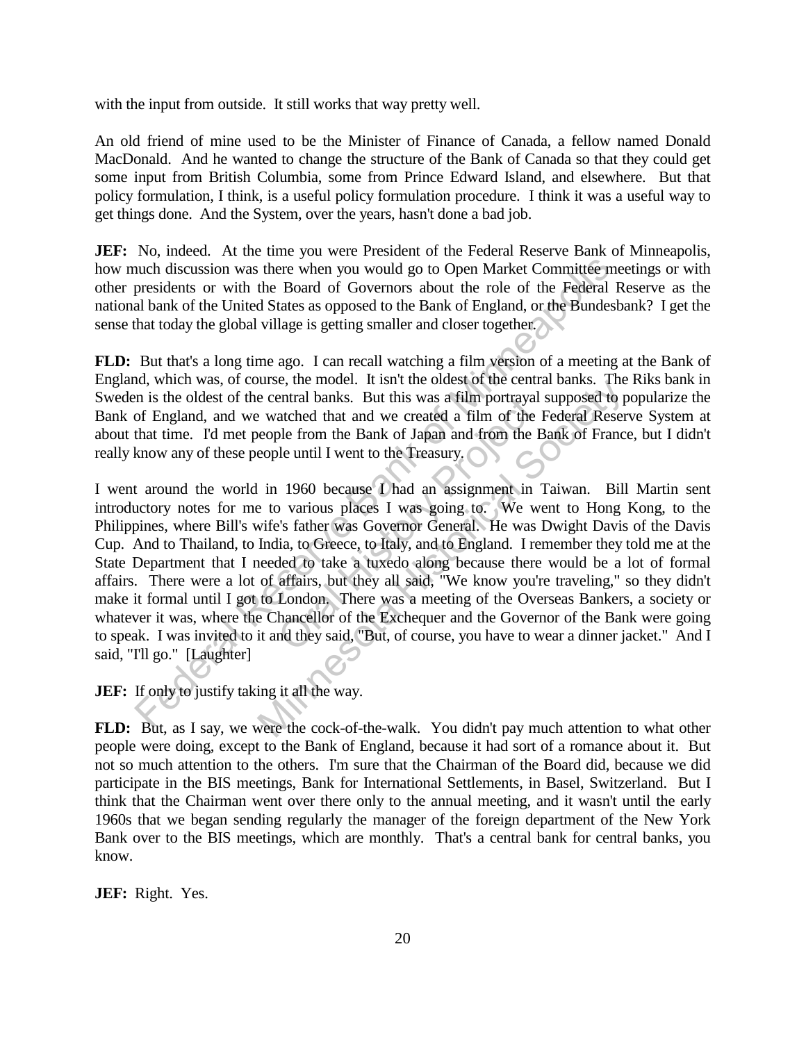with the input from outside. It still works that way pretty well.

An old friend of mine used to be the Minister of Finance of Canada, a fellow named Donald MacDonald. And he wanted to change the structure of the Bank of Canada so that they could get some input from British Columbia, some from Prince Edward Island, and elsewhere. But that policy formulation, I think, is a useful policy formulation procedure. I think it was a useful way to get things done. And the System, over the years, hasn't done a bad job.

**JEF:** No, indeed. At the time you were President of the Federal Reserve Bank of Minneapolis, how much discussion was there when you would go to Open Market Committee meetings or with other presidents or with the Board of Governors about the role of the Federal Reserve as the national bank of the United States as opposed to the Bank of England, or the Bundesbank? I get the sense that today the global village is getting smaller and closer together.

**FLD:** But that's a long time ago. I can recall watching a film version of a meeting at the Bank of England, which was, of course, the model. It isn't the oldest of the central banks. The Riks bank in Sweden is the oldest of the central banks. But this was a film portrayal supposed to popularize the Bank of England, and we watched that and we created a film of the Federal Reserve System at about that time. I'd met people from the Bank of Japan and from the Bank of France, but I didn't really know any of these people until I went to the Treasury.

I went around the world in 1960 because I had an assignment in Taiwan. Bill Martin sent introductory notes for me to various places I was going to. We went to Hong Kong, to the Philippines, where Bill's wife's father was Governor General. He was Dwight Davis of the Davis Cup. And to Thailand, to India, to Greece, to Italy, and to England. I remember they told me at the State Department that I needed to take a tuxedo along because there would be a lot of formal affairs. There were a lot of affairs, but they all said, "We know you're traveling," so they didn't make it formal until I got to London. There was a meeting of the Overseas Bankers, a society or whatever it was, where the Chancellor of the Exchequer and the Governor of the Bank were going to speak. I was invited to it and they said, "But, of course, you have to wear a dinner jacket." And I said, "I'll go." [Laughter]

**JEF:** If only to justify taking it all the way.

**FLD:** But, as I say, we were the cock-of-the-walk. You didn't pay much attention to what other people were doing, except to the Bank of England, because it had sort of a romance about it. But not so much attention to the others. I'm sure that the Chairman of the Board did, because we did participate in the BIS meetings, Bank for International Settlements, in Basel, Switzerland. But I think that the Chairman went over there only to the annual meeting, and it wasn't until the early 1960s that we began sending regularly the manager of the foreign department of the New York Bank over to the BIS meetings, which are monthly. That's a central bank for central banks, you know.

**JEF:** Right. Yes.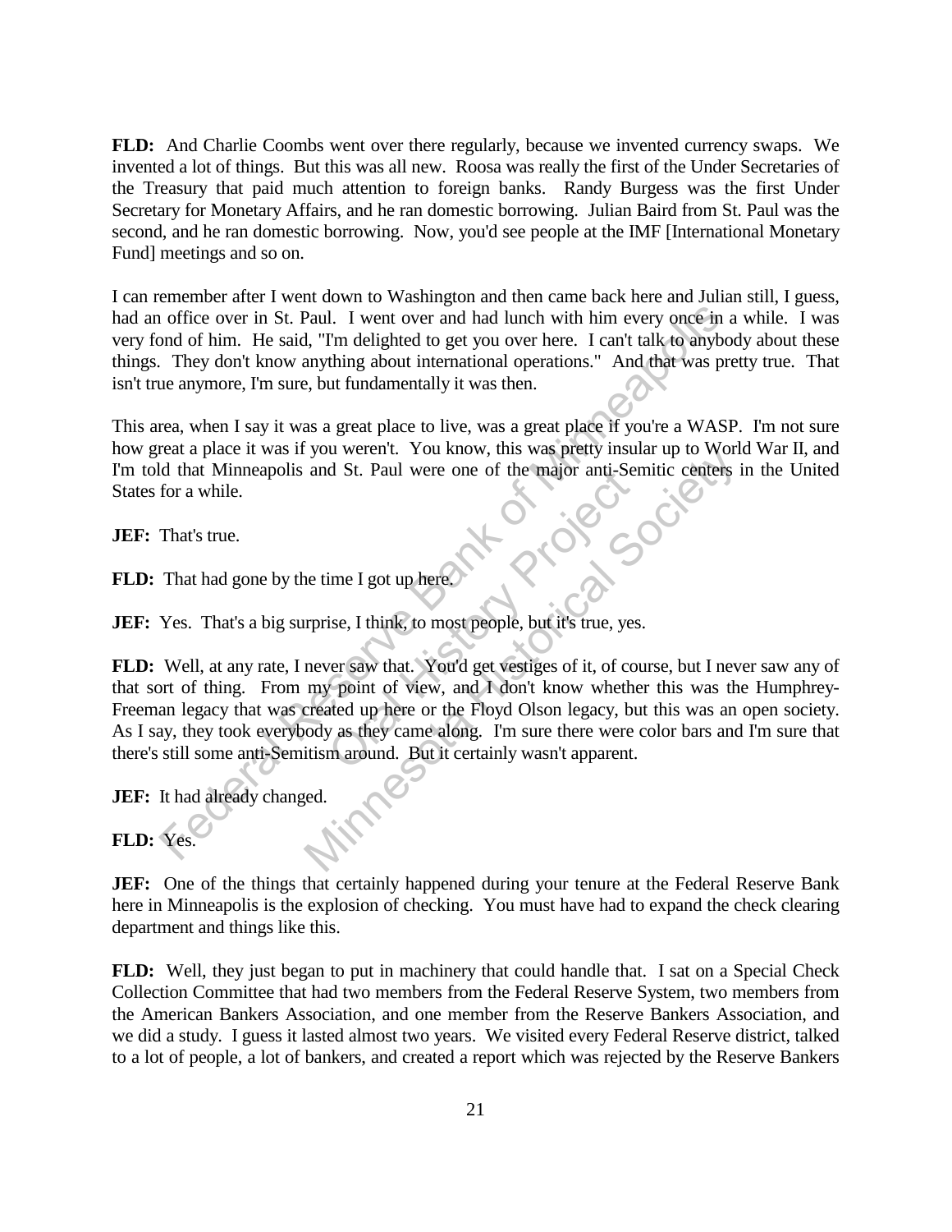**FLD:** And Charlie Coombs went over there regularly, because we invented currency swaps. We invented a lot of things. But this was all new. Roosa was really the first of the Under Secretaries of the Treasury that paid much attention to foreign banks. Randy Burgess was the first Under Secretary for Monetary Affairs, and he ran domestic borrowing. Julian Baird from St. Paul was the second, and he ran domestic borrowing. Now, you'd see people at the IMF [International Monetary Fund] meetings and so on.

I can remember after I went down to Washington and then came back here and Julian still, I guess, had an office over in St. Paul. I went over and had lunch with him every once in a while. I was very fond of him. He said, "I'm delighted to get you over here. I can't talk to anybody about these things. They don't know anything about international operations." And that was pretty true. That isn't true anymore, I'm sure, but fundamentally it was then.

This area, when I say it was a great place to live, was a great place if you're a WASP. I'm not sure how great a place it was if you weren't. You know, this was pretty insular up to World War II, and I'm told that Minneapolis and St. Paul were one of the major anti-Semitic centers in the United States for a while.

**JEF:** That's true.

**FLD:** That had gone by the time I got up here.

**JEF:** Yes. That's a big surprise, I think, to most people, but it's true, yes.

**FLD:** Well, at any rate, I never saw that. You'd get vestiges of it, of course, but I never saw any of that sort of thing. From my point of view, and I don't know whether this was the Humphrey-Freeman legacy that was created up here or the Floyd Olson legacy, but this was an open society. As I say, they took everybody as they came along. I'm sure there were color bars and I'm sure that there's still some anti-Semitism around. But it certainly wasn't apparent.

**JEF:** It had already changed.

**FLD:** Yes.

**JEF:** One of the things that certainly happened during your tenure at the Federal Reserve Bank here in Minneapolis is the explosion of checking. You must have had to expand the check clearing department and things like this.

**FLD:** Well, they just began to put in machinery that could handle that. I sat on a Special Check Collection Committee that had two members from the Federal Reserve System, two members from the American Bankers Association, and one member from the Reserve Bankers Association, and we did a study. I guess it lasted almost two years. We visited every Federal Reserve district, talked to a lot of people, a lot of bankers, and created a report which was rejected by the Reserve Bankers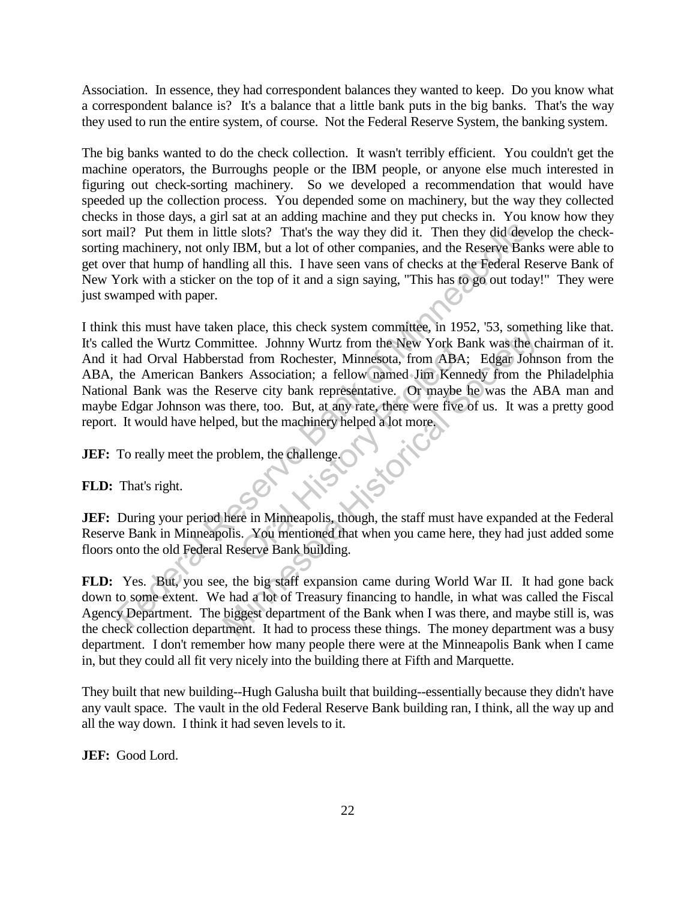Association. In essence, they had correspondent balances they wanted to keep. Do you know what a correspondent balance is? It's a balance that a little bank puts in the big banks. That's the way they used to run the entire system, of course. Not the Federal Reserve System, the banking system.

The big banks wanted to do the check collection. It wasn't terribly efficient. You couldn't get the machine operators, the Burroughs people or the IBM people, or anyone else much interested in figuring out check-sorting machinery. So we developed a recommendation that would have speeded up the collection process. You depended some on machinery, but the way they collected checks in those days, a girl sat at an adding machine and they put checks in. You know how they sort mail? Put them in little slots? That's the way they did it. Then they did develop the check-sorting machinery, not only IBM, but a lot of other companies, and the Reserve Banks were able to get over that hump of handling all this. I have seen vans of checks at the Federal Reserve Bank of New York with a sticker on the top of it and a sign saying, "This has to go out today!" They were just swamped with paper.

I think this must have taken place, this check system committee, in 1952, '53, something like that. It's called the Wurtz Committee. Johnny Wurtz from the New York Bank was the chairman of it. And it had Orval Habberstad from Rochester, Minnesota, from ABA; Edgar Johnson from the ABA, the American Bankers Association; a fellow named Jim Kennedy from the Philadelphia National Bank was the Reserve city bank representative. Or maybe he was the ABA man and maybe Edgar Johnson was there, too. But, at any rate, there were five of us. It was a pretty good report. It would have helped, but the machinery helped a lot more.

**JEF:** To really meet the problem, the challenge.

**FLD:** That's right.

**JEF:** During your period here in Minneapolis, though, the staff must have expanded at the Federal Reserve Bank in Minneapolis. You mentioned that when you came here, they had just added some floors onto the old Federal Reserve Bank building.

**FLD:** Yes. But, you see, the big staff expansion came during World War II. It had gone back down to some extent. We had a lot of Treasury financing to handle, in what was called the Fiscal Agency Department. The biggest department of the Bank when I was there, and maybe still is, was the check collection department. It had to process these things. The money department was a busy department. I don't remember how many people there were at the Minneapolis Bank when I came in, but they could all fit very nicely into the building there at Fifth and Marquette.

They built that new building--Hugh Galusha built that building--essentially because they didn't have any vault space. The vault in the old Federal Reserve Bank building ran, I think, all the way up and all the way down. I think it had seven levels to it.

**JEF:** Good Lord.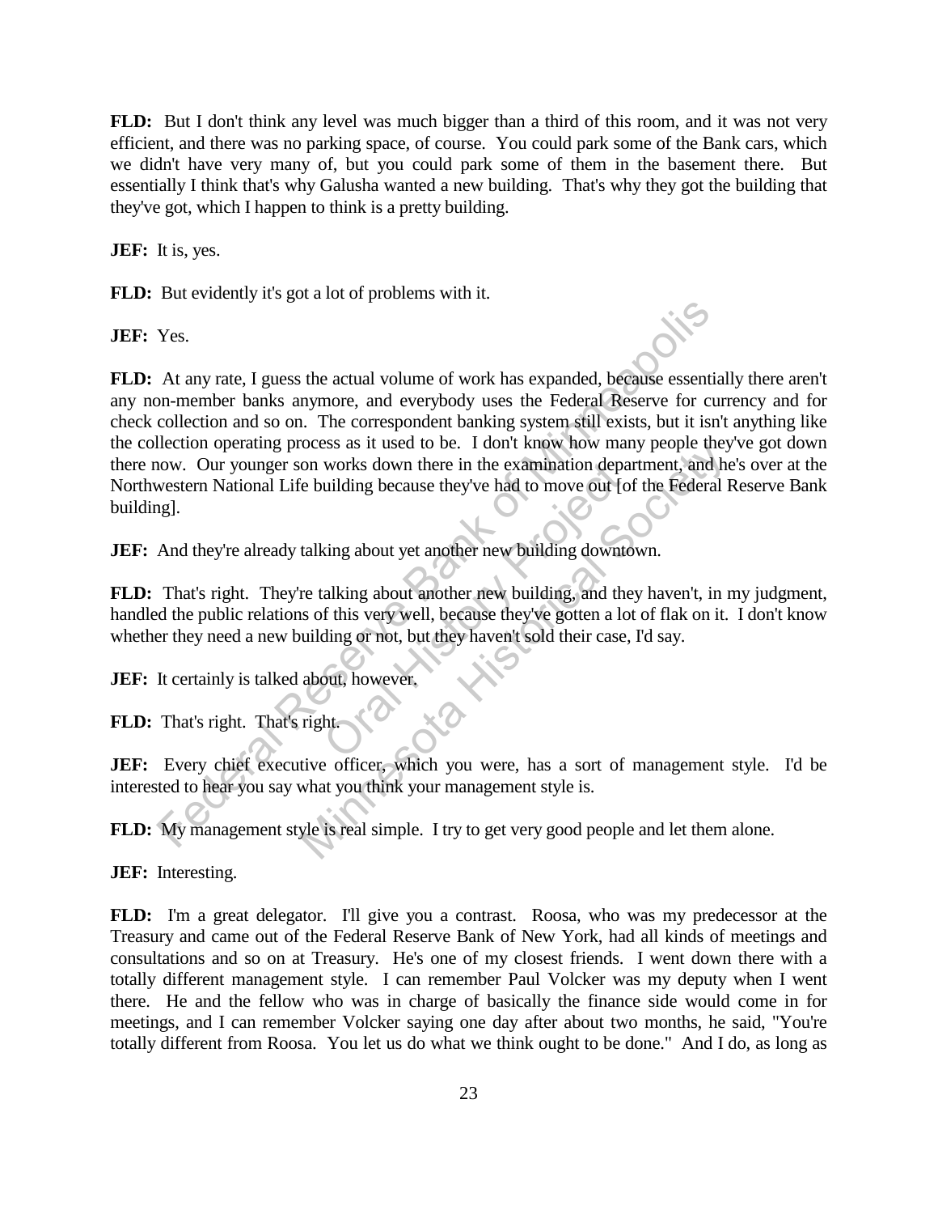**FLD:** But I don't think any level was much bigger than a third of this room, and it was not very efficient, and there was no parking space, of course. You could park some of the Bank cars, which we didn't have very many of, but you could park some of them in the basement there. But essentially I think that's why Galusha wanted a new building. That's why they got the building that they've got, which I happen to think is a pretty building.

**JEF:** It is, yes.

**FLD:** But evidently it's got a lot of problems with it.

**JEF:** Yes.

**FLD:** At any rate, I guess the actual volume of work has expanded, because essentially there aren't any non-member banks anymore, and everybody uses the Federal Reserve for currency and for check collection and so on. The correspondent banking system still exists, but it isn't anything like the collection operating process as it used to be. I don't know how many people they've got down there now. Our younger son works down there in the examination department, and he's over at the Northwestern National Life building because they've had to move out [of the Federal Reserve Bank building].

**JEF:** And they're already talking about yet another new building downtown.

**FLD:** That's right. They're talking about another new building, and they haven't, in my judgment, handled the public relations of this very well, because they've gotten a lot of flak on it. I don't know whether they need a new building or not, but they haven't sold their case, I'd say.

**JEF:** It certainly is talked about, however.

**FLD:** That's right. That's right.

**JEF:** Every chief executive officer, which you were, has a sort of management style. I'd be interested to hear you say what you think your management style is.

**FLD:** My management style is real simple. I try to get very good people and let them alone.

**JEF:** Interesting.

**FLD:** I'm a great delegator. I'll give you a contrast. Roosa, who was my predecessor at the Treasury and came out of the Federal Reserve Bank of New York, had all kinds of meetings and consultations and so on at Treasury. He's one of my closest friends. I went down there with a totally different management style. I can remember Paul Volcker was my deputy when I went there. He and the fellow who was in charge of basically the finance side would come in for meetings, and I can remember Volcker saying one day after about two months, he said, "You're totally different from Roosa. You let us do what we think ought to be done." And I do, as long as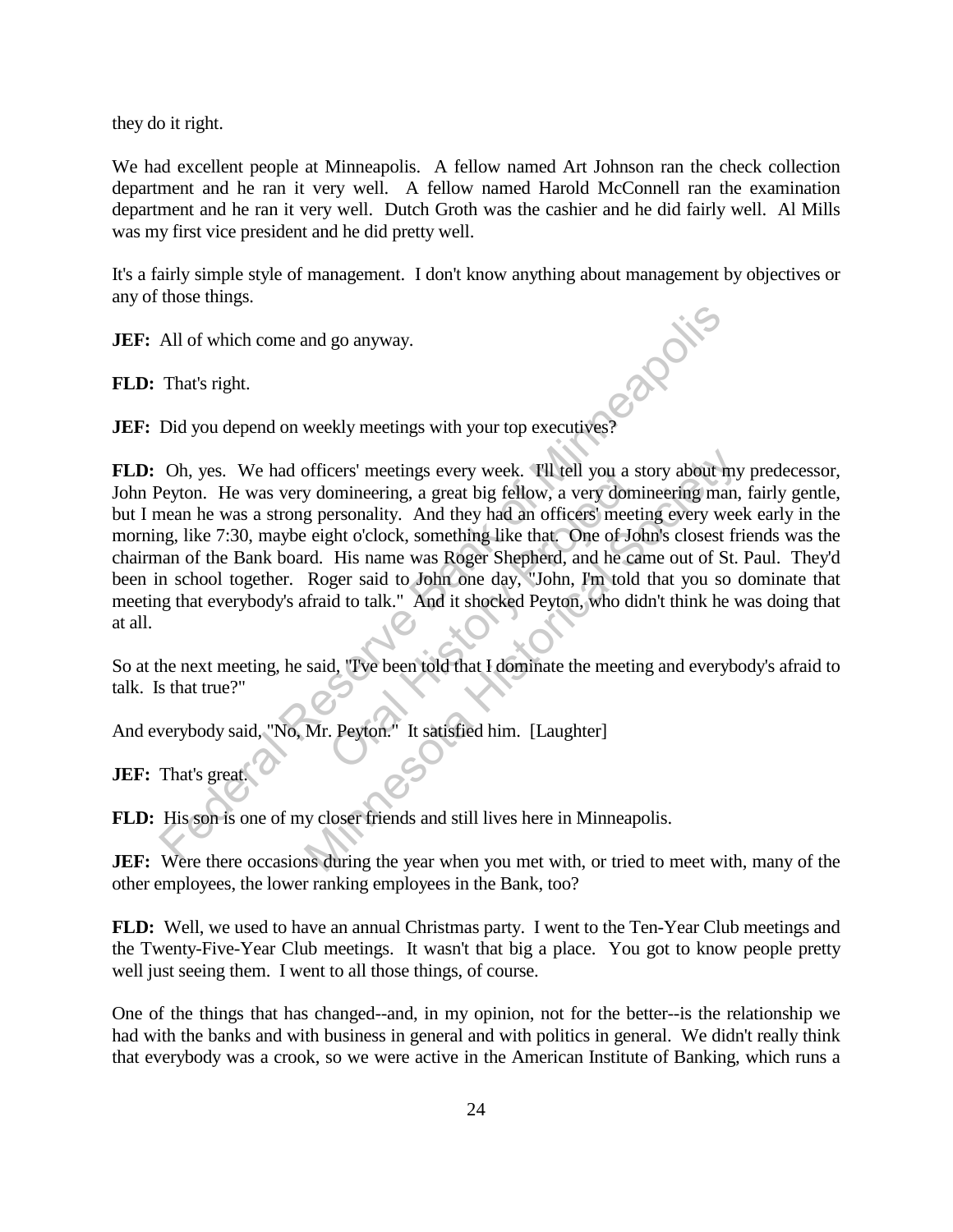they do it right.

We had excellent people at Minneapolis. A fellow named Art Johnson ran the check collection department and he ran it very well. A fellow named Harold McConnell ran the examination department and he ran it very well. Dutch Groth was the cashier and he did fairly well. Al Mills was my first vice president and he did pretty well.

It's a fairly simple style of management. I don't know anything about management by objectives or any of those things.

**JEF:** All of which come and go anyway.

**FLD:** That's right.

**JEF:** Did you depend on weekly meetings with your top executives?

**FLD:** Oh, yes. We had officers' meetings every week. I'll tell you a story about my predecessor, John Peyton. He was very domineering, a great big fellow, a very domineering man, fairly gentle, but I mean he was a strong personality. And they had an officers' meeting every week early in the morning, like 7:30, maybe eight o'clock, something like that. One of John's closest friends was the chairman of the Bank board. His name was Roger Shepherd, and he came out of St. Paul. They'd been in school together. Roger said to John one day, "John, I'm told that you so dominate that meeting that everybody's afraid to talk." And it shocked Peyton, who didn't think he was doing that at all.

So at the next meeting, he said, "I've been told that I dominate the meeting and everybody's afraid to talk. Is that true?"

And everybody said, "No, Mr. Peyton." It satisfied him. [Laughter]

**JEF:** That's great.

**FLD:** His son is one of my closer friends and still lives here in Minneapolis.

**JEF:** Were there occasions during the year when you met with, or tried to meet with, many of the other employees, the lower ranking employees in the Bank, too?

**FLD:** Well, we used to have an annual Christmas party. I went to the Ten-Year Club meetings and the Twenty-Five-Year Club meetings. It wasn't that big a place. You got to know people pretty well just seeing them. I went to all those things, of course.

One of the things that has changed--and, in my opinion, not for the better--is the relationship we had with the banks and with business in general and with politics in general. We didn't really think that everybody was a crook, so we were active in the American Institute of Banking, which runs a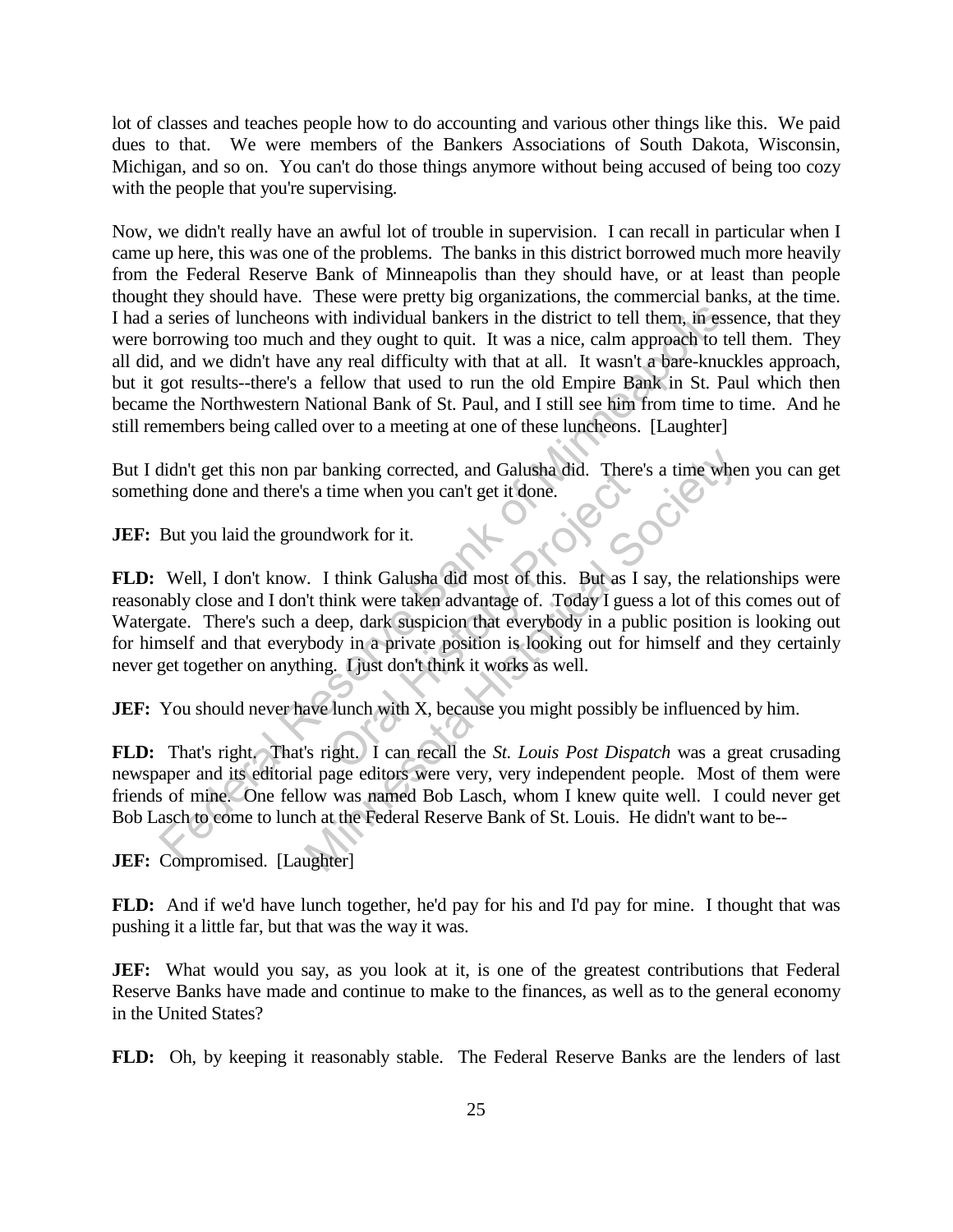lot of classes and teaches people how to do accounting and various other things like this. We paid dues to that. We were members of the Bankers Associations of South Dakota, Wisconsin, Michigan, and so on. You can't do those things anymore without being accused of being too cozy with the people that you're supervising.

Now, we didn't really have an awful lot of trouble in supervision. I can recall in particular when I came up here, this was one of the problems. The banks in this district borrowed much more heavily from the Federal Reserve Bank of Minneapolis than they should have, or at least than people thought they should have. These were pretty big organizations, the commercial banks, at the time. I had a series of luncheons with individual bankers in the district to tell them, in essence, that they were borrowing too much and they ought to quit. It was a nice, calm approach to tell them. They all did, and we didn't have any real difficulty with that at all. It wasn't a bare-knuckles approach, but it got results--there's a fellow that used to run the old Empire Bank in St. Paul which then became the Northwestern National Bank of St. Paul, and I still see him from time to time. And he still remembers being called over to a meeting at one of these luncheons. [Laughter]

But I didn't get this non par banking corrected, and Galusha did. There's a time when you can get something done and there's a time when you can't get it done.

**JEF:** But you laid the groundwork for it.

**FLD:** Well, I don't know. I think Galusha did most of this. But as I say, the relationships were reasonably close and I don't think were taken advantage of. Today I guess a lot of this comes out of Watergate. There's such a deep, dark suspicion that everybody in a public position is looking out for himself and that everybody in a private position is looking out for himself and they certainly never get together on anything. I just don't think it works as well.

**JEF:** You should never have lunch with X, because you might possibly be influenced by him.

**FLD:** That's right. That's right. I can recall the *St. Louis Post Dispatch* was a great crusading newspaper and its editorial page editors were very, very independent people. Most of them were friends of mine. One fellow was named Bob Lasch, whom I knew quite well. I could never get Bob Lasch to come to lunch at the Federal Reserve Bank of St. Louis. He didn't want to be--

**JEF:** Compromised. [Laughter]

**FLD:** And if we'd have lunch together, he'd pay for his and I'd pay for mine. I thought that was pushing it a little far, but that was the way it was.

**JEF:** What would you say, as you look at it, is one of the greatest contributions that Federal Reserve Banks have made and continue to make to the finances, as well as to the general economy in the United States?

**FLD:** Oh, by keeping it reasonably stable. The Federal Reserve Banks are the lenders of last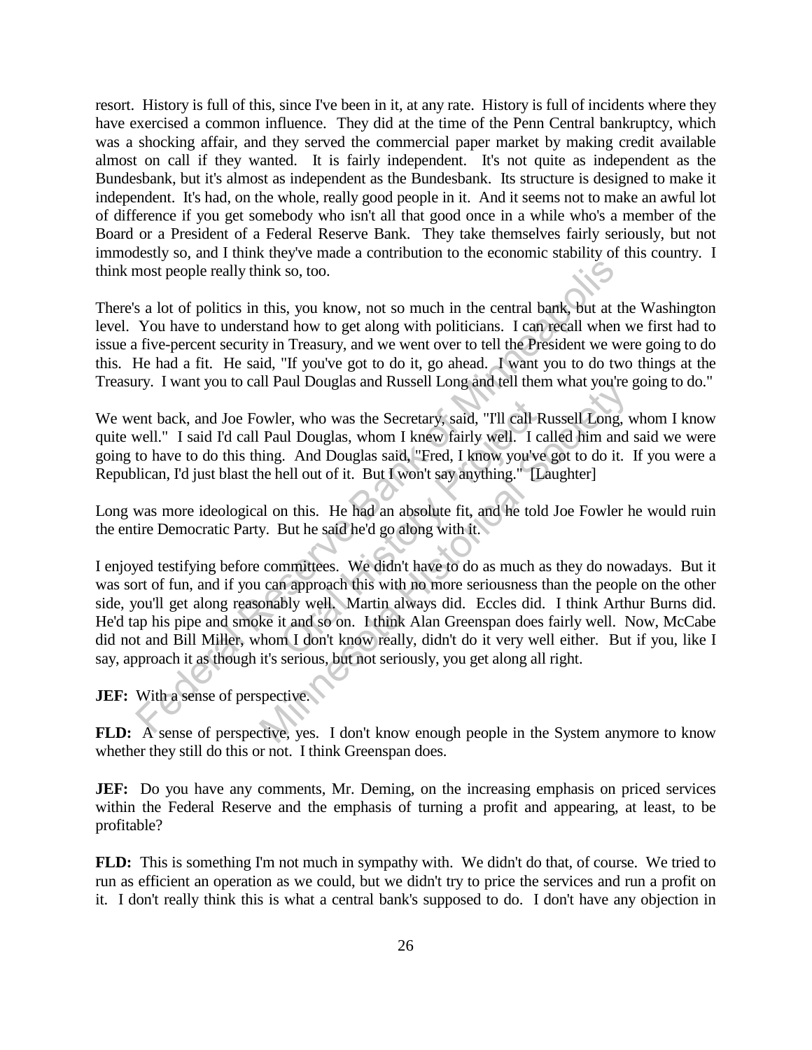resort. History is full of this, since I've been in it, at any rate. History is full of incidents where they have exercised a common influence. They did at the time of the Penn Central bankruptcy, which was a shocking affair, and they served the commercial paper market by making credit available almost on call if they wanted. It is fairly independent. It's not quite as independent as the Bundesbank, but it's almost as independent as the Bundesbank. Its structure is designed to make it independent. It's had, on the whole, really good people in it. And it seems not to make an awful lot of difference if you get somebody who isn't all that good once in a while who's a member of the Board or a President of a Federal Reserve Bank. They take themselves fairly seriously, but not immodestly so, and I think they've made a contribution to the economic stability of this country. I think most people really think so, too.

There's a lot of politics in this, you know, not so much in the central bank, but at the Washington level. You have to understand how to get along with politicians. I can recall when we first had to issue a five-percent security in Treasury, and we went over to tell the President we were going to do this. He had a fit. He said, "If you've got to do it, go ahead. I want you to do two things at the Treasury. I want you to call Paul Douglas and Russell Long and tell them what you're going to do."

We went back, and Joe Fowler, who was the Secretary, said, "I'll call Russell Long, whom I know quite well." I said I'd call Paul Douglas, whom I knew fairly well. I called him and said we were going to have to do this thing. And Douglas said, "Fred, I know you've got to do it. If you were a Republican, I'd just blast the hell out of it. But I won't say anything." [Laughter]

Long was more ideological on this. He had an absolute fit, and he told Joe Fowler he would ruin the entire Democratic Party. But he said he'd go along with it.

I enjoyed testifying before committees. We didn't have to do as much as they do nowadays. But it was sort of fun, and if you can approach this with no more seriousness than the people on the other side, you'll get along reasonably well. Martin always did. Eccles did. I think Arthur Burns did. He'd tap his pipe and smoke it and so on. I think Alan Greenspan does fairly well. Now, McCabe did not and Bill Miller, whom I don't know really, didn't do it very well either. But if you, like I say, approach it as though it's serious, but not seriously, you get along all right.

**JEF:** With a sense of perspective.

**FLD:** A sense of perspective, yes. I don't know enough people in the System anymore to know whether they still do this or not. I think Greenspan does.

**JEF:** Do you have any comments, Mr. Deming, on the increasing emphasis on priced services within the Federal Reserve and the emphasis of turning a profit and appearing, at least, to be profitable?

**FLD:** This is something I'm not much in sympathy with. We didn't do that, of course. We tried to run as efficient an operation as we could, but we didn't try to price the services and run a profit on it. I don't really think this is what a central bank's supposed to do. I don't have any objection in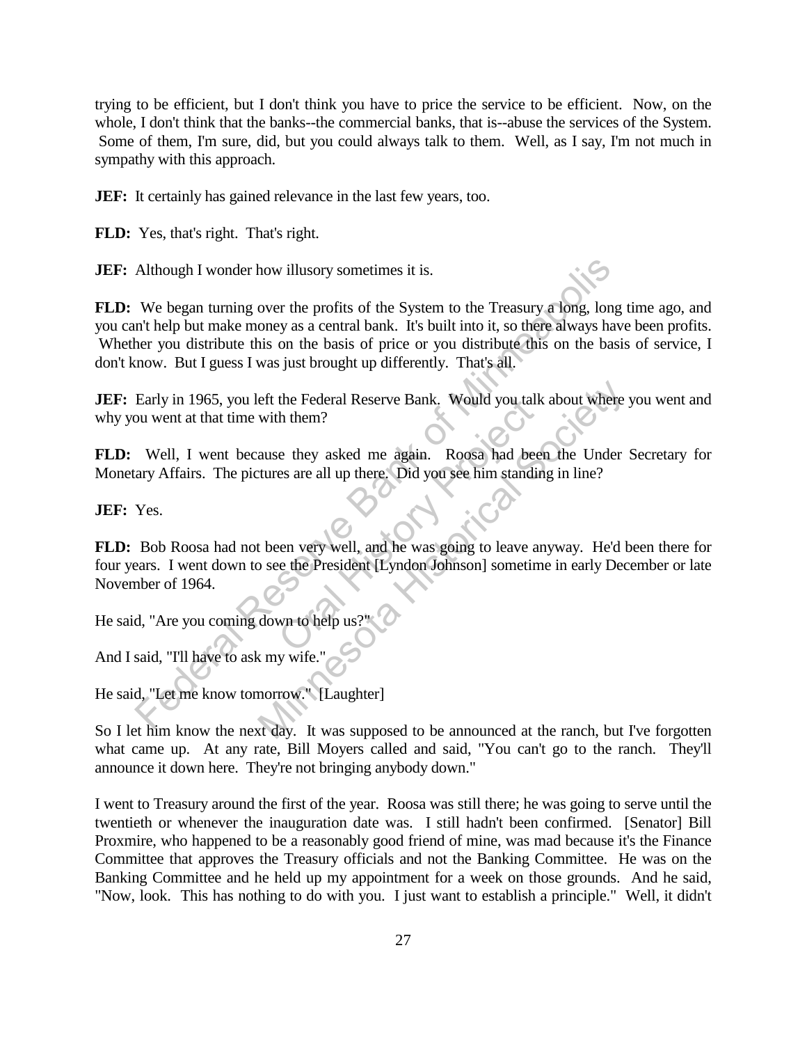trying to be efficient, but I don't think you have to price the service to be efficient. Now, on the whole, I don't think that the banks--the commercial banks, that is--abuse the services of the System. Some of them, I'm sure, did, but you could always talk to them. Well, as I say, I'm not much in sympathy with this approach.

**JEF:** It certainly has gained relevance in the last few years, too.

**FLD:** Yes, that's right. That's right.

**JEF:** Although I wonder how illusory sometimes it is.

**FLD:** We began turning over the profits of the System to the Treasury a long, long time ago, and you can't help but make money as a central bank. It's built into it, so there always have been profits. Whether you distribute this on the basis of price or you distribute this on the basis of service, I don't know. But I guess I was just brought up differently. That's all.

**JEF:** Early in 1965, you left the Federal Reserve Bank. Would you talk about where you went and why you went at that time with them?

**FLD:** Well, I went because they asked me again. Roosa had been the Under Secretary for Monetary Affairs. The pictures are all up there. Did you see him standing in line?

**JEF:** Yes.

**FLD:** Bob Roosa had not been very well, and he was going to leave anyway. He'd been there for four years. I went down to see the President [Lyndon Johnson] sometime in early December or late November of 1964.

He said, "Are you coming down to help us?"

And I said, "I'll have to ask my wife."

He said, "Let me know tomorrow." [Laughter]

So I let him know the next day. It was supposed to be announced at the ranch, but I've forgotten what came up. At any rate, Bill Moyers called and said, "You can't go to the ranch. They'll announce it down here. They're not bringing anybody down."

I went to Treasury around the first of the year. Roosa was still there; he was going to serve until the twentieth or whenever the inauguration date was. I still hadn't been confirmed. [Senator] Bill Proxmire, who happened to be a reasonably good friend of mine, was mad because it's the Finance Committee that approves the Treasury officials and not the Banking Committee. He was on the Banking Committee and he held up my appointment for a week on those grounds. And he said, "Now, look. This has nothing to do with you. I just want to establish a principle." Well, it didn't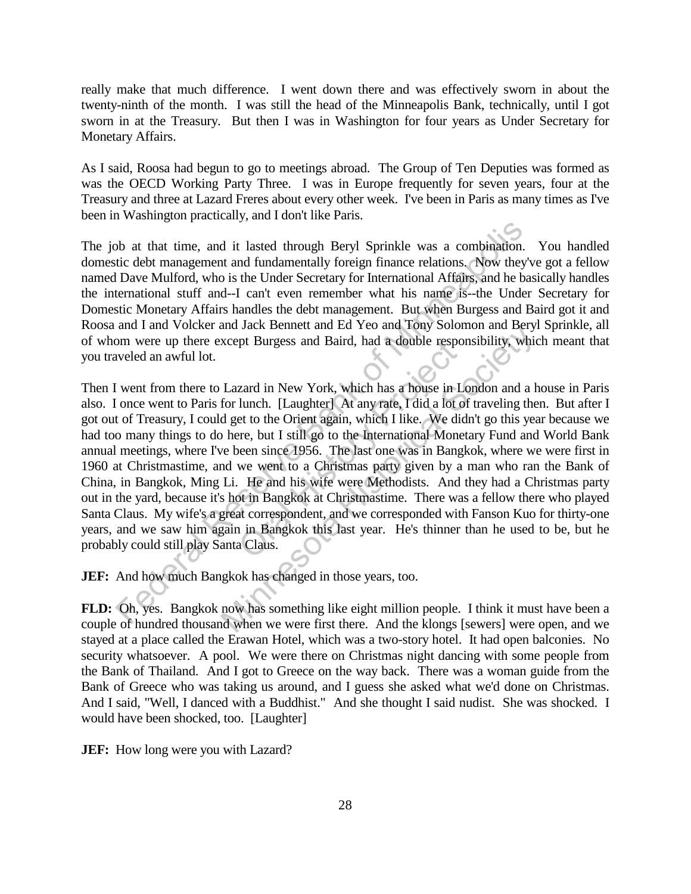really make that much difference. I went down there and was effectively sworn in about the twenty-ninth of the month. I was still the head of the Minneapolis Bank, technically, until I got sworn in at the Treasury. But then I was in Washington for four years as Under Secretary for Monetary Affairs.

As I said, Roosa had begun to go to meetings abroad. The Group of Ten Deputies was formed as was the OECD Working Party Three. I was in Europe frequently for seven years, four at the Treasury and three at Lazard Freres about every other week. I've been in Paris as many times as I've been in Washington practically, and I don't like Paris.

The job at that time, and it lasted through Beryl Sprinkle was a combination. You handled domestic debt management and fundamentally foreign finance relations. Now they've got a fellow named Dave Mulford, who is the Under Secretary for International Affairs, and he basically handles the international stuff and--I can't even remember what his name is--the Under Secretary for Domestic Monetary Affairs handles the debt management. But when Burgess and Baird got it and Roosa and I and Volcker and Jack Bennett and Ed Yeo and Tony Solomon and Beryl Sprinkle, all of whom were up there except Burgess and Baird, had a double responsibility, which meant that you traveled an awful lot.

Then I went from there to Lazard in New York, which has a house in London and a house in Paris also. I once went to Paris for lunch. [Laughter] At any rate, I did a lot of traveling then. But after I got out of Treasury, I could get to the Orient again, which I like. We didn't go this year because we had too many things to do here, but I still go to the International Monetary Fund and World Bank annual meetings, where I've been since 1956. The last one was in Bangkok, where we were first in 1960 at Christmastime, and we went to a Christmas party given by a man who ran the Bank of China, in Bangkok, Ming Li. He and his wife were Methodists. And they had a Christmas party out in the yard, because it's hot in Bangkok at Christmastime. There was a fellow there who played Santa Claus. My wife's a great correspondent, and we corresponded with Fanson Kuo for thirty-one years, and we saw him again in Bangkok this last year. He's thinner than he used to be, but he probably could still play Santa Claus.

**JEF:** And how much Bangkok has changed in those years, too.

**FLD:** Oh, yes. Bangkok now has something like eight million people. I think it must have been a couple of hundred thousand when we were first there. And the klongs [sewers] were open, and we stayed at a place called the Erawan Hotel, which was a two-story hotel. It had open balconies. No security whatsoever. A pool. We were there on Christmas night dancing with some people from the Bank of Thailand. And I got to Greece on the way back. There was a woman guide from the Bank of Greece who was taking us around, and I guess she asked what we'd done on Christmas. And I said, "Well, I danced with a Buddhist." And she thought I said nudist. She was shocked. I would have been shocked, too. [Laughter]

**JEF:** How long were you with Lazard?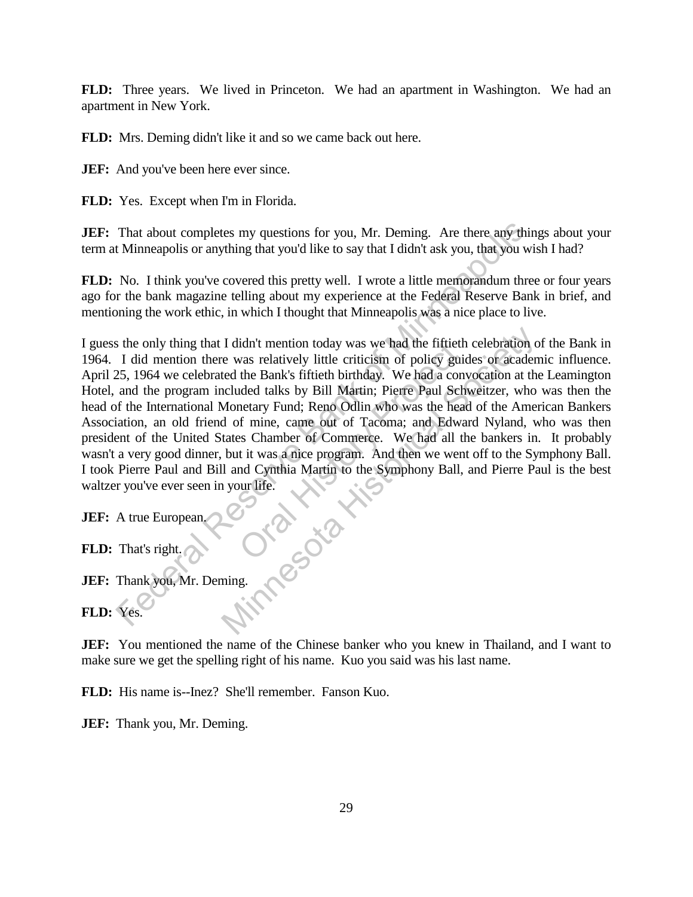**FLD:** Three years. We lived in Princeton. We had an apartment in Washington. We had an apartment in New York.

**FLD:** Mrs. Deming didn't like it and so we came back out here.

**JEF:** And you've been here ever since.

**FLD:** Yes. Except when I'm in Florida.

**JEF:** That about completes my questions for you, Mr. Deming. Are there any things about your term at Minneapolis or anything that you'd like to say that I didn't ask you, that you wish I had?

**FLD:** No. I think you've covered this pretty well. I wrote a little memorandum three or four years ago for the bank magazine telling about my experience at the Federal Reserve Bank in brief, and mentioning the work ethic, in which I thought that Minneapolis was a nice place to live.

I guess the only thing that I didn't mention today was we had the fiftieth celebration of the Bank in 1964. I did mention there was relatively little criticism of policy guides or academic influence. April 25, 1964 we celebrated the Bank's fiftieth birthday. We had a convocation at the Leamington Hotel, and the program included talks by Bill Martin; Pierre Paul Schweitzer, who was then the head of the International Monetary Fund; Reno Odlin who was the head of the American Bankers Association, an old friend of mine, came out of Tacoma; and Edward Nyland, who was then president of the United States Chamber of Commerce. We had all the bankers in. It probably wasn't a very good dinner, but it was a nice program. And then we went off to the Symphony Ball. I took Pierre Paul and Bill and Cynthia Martin to the Symphony Ball, and Pierre Paul is the best waltzer you've ever seen in your life.

**JEF:** A true European.

**FLD:** That's right.

**JEF:** Thank you, Mr. Deming.

**FLD:** Yes.

**JEF:** You mentioned the name of the Chinese banker who you knew in Thailand, and I want to make sure we get the spelling right of his name. Kuo you said was his last name.

**FLD:** His name is--Inez? She'll remember. Fanson Kuo.

**JEF:** Thank you, Mr. Deming.